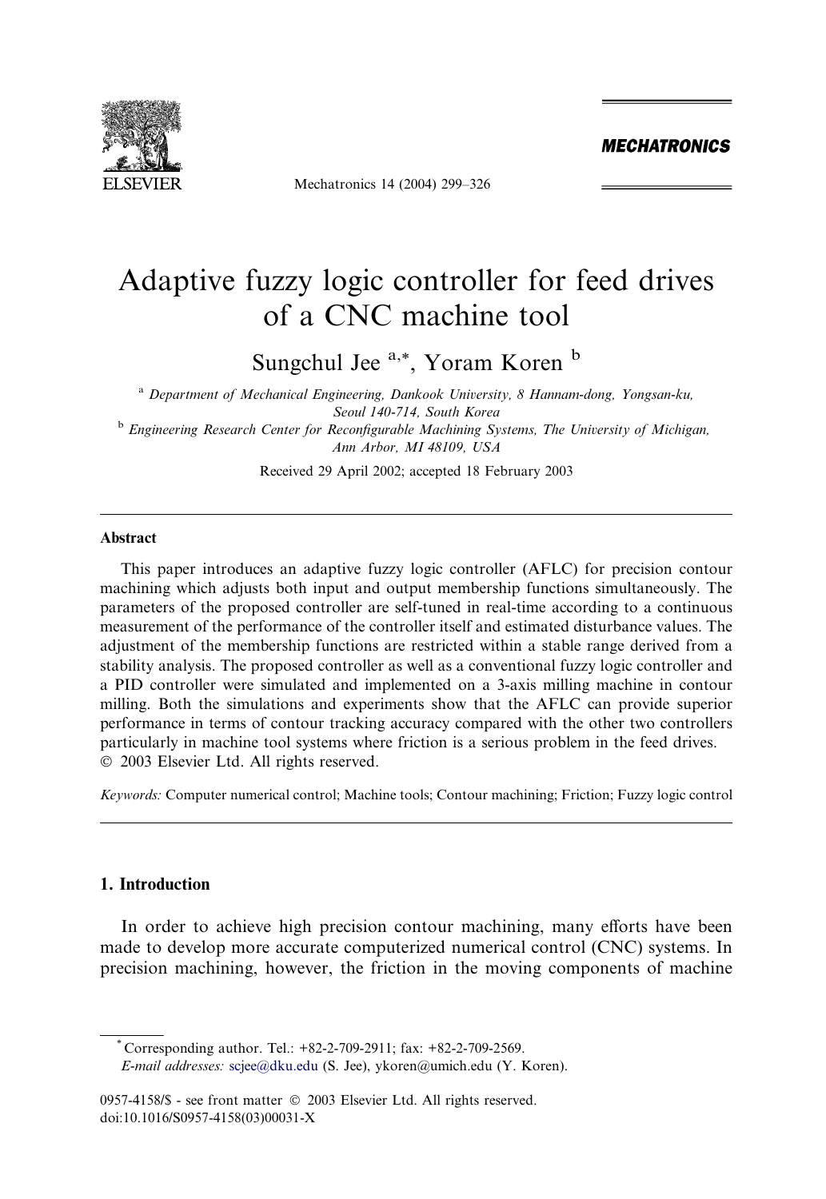# Adaptive fuzzy logic controller for feed drives of a CNC machine tool

Sungchul Jee [a,*], Yoram Koren [b]

[a] *Department of Mechanical Engineering, Dankook University, 8 Hannam-dong, Yongsan-ku, Seoul 140-714, South Korea*

[b] *Engineering Research Center for Reconfigurable Machining Systems, The University of Michigan, Ann Arbor, MI 48109, USA*

Received 29 April 2002; accepted 18 February 2003

---

## Abstract

This paper introduces an adaptive fuzzy logic controller (AFLC) for precision contour machining which adjusts both input and output membership functions simultaneously. The parameters of the proposed controller are self-tuned in real-time according to a continuous measurement of the performance of the controller itself and estimated disturbance values. The adjustment of the membership functions are restricted within a stable range derived from a stability analysis. The proposed controller as well as a conventional fuzzy logic controller and a PID controller were simulated and implemented on a 3-axis milling machine in contour milling. Both the simulations and experiments show that the AFLC can provide superior performance in terms of contour tracking accuracy compared with the other two controllers particularly in machine tool systems where friction is a serious problem in the feed drives.
© 2003 Elsevier Ltd. All rights reserved.

*Keywords:* Computer numerical control; Machine tools; Contour machining; Friction; Fuzzy logic control

---

## 1. Introduction

In order to achieve high precision contour machining, many efforts have been made to develop more accurate computerized numerical control (CNC) systems. In precision machining, however, the friction in the moving components of machine

---

\* Corresponding author. Tel.: +82-2-709-2911; fax: +82-2-709-2569.
*E-mail addresses:* scjee@dku.edu (S. Jee), ykoren@umich.edu (Y. Koren).

0957-4158/$ - see front matter © 2003 Elsevier Ltd. All rights reserved.
doi:10.1016/S0957-4158(03)00031-X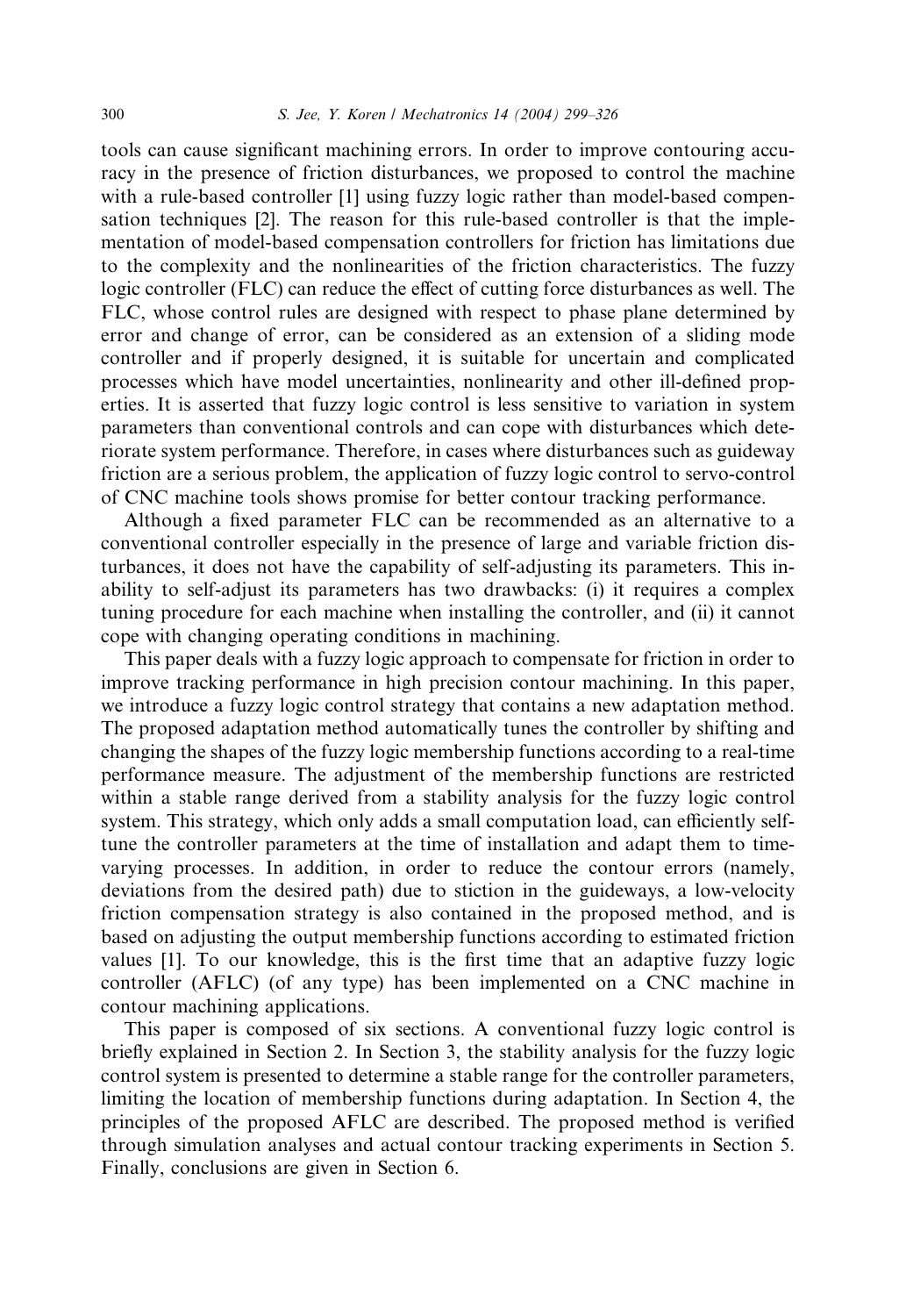tools can cause significant machining errors. In order to improve contouring accuracy in the presence of friction disturbances, we proposed to control the machine with a rule-based controller [1] using fuzzy logic rather than model-based compensation techniques [2]. The reason for this rule-based controller is that the implementation of model-based compensation controllers for friction has limitations due to the complexity and the nonlinearities of the friction characteristics. The fuzzy logic controller (FLC) can reduce the effect of cutting force disturbances as well. The FLC, whose control rules are designed with respect to phase plane determined by error and change of error, can be considered as an extension of a sliding mode controller and if properly designed, it is suitable for uncertain and complicated processes which have model uncertainties, nonlinearity and other ill-defined properties. It is asserted that fuzzy logic control is less sensitive to variation in system parameters than conventional controls and can cope with disturbances which deteriorate system performance. Therefore, in cases where disturbances such as guideway friction are a serious problem, the application of fuzzy logic control to servo-control of CNC machine tools shows promise for better contour tracking performance.

Although a fixed parameter FLC can be recommended as an alternative to a conventional controller especially in the presence of large and variable friction disturbances, it does not have the capability of self-adjusting its parameters. This inability to self-adjust its parameters has two drawbacks: (i) it requires a complex tuning procedure for each machine when installing the controller, and (ii) it cannot cope with changing operating conditions in machining.

This paper deals with a fuzzy logic approach to compensate for friction in order to improve tracking performance in high precision contour machining. In this paper, we introduce a fuzzy logic control strategy that contains a new adaptation method. The proposed adaptation method automatically tunes the controller by shifting and changing the shapes of the fuzzy logic membership functions according to a real-time performance measure. The adjustment of the membership functions are restricted within a stable range derived from a stability analysis for the fuzzy logic control system. This strategy, which only adds a small computation load, can efficiently self-tune the controller parameters at the time of installation and adapt them to time-varying processes. In addition, in order to reduce the contour errors (namely, deviations from the desired path) due to stiction in the guideways, a low-velocity friction compensation strategy is also contained in the proposed method, and is based on adjusting the output membership functions according to estimated friction values [1]. To our knowledge, this is the first time that an adaptive fuzzy logic controller (AFLC) (of any type) has been implemented on a CNC machine in contour machining applications.

This paper is composed of six sections. A conventional fuzzy logic control is briefly explained in Section 2. In Section 3, the stability analysis for the fuzzy logic control system is presented to determine a stable range for the controller parameters, limiting the location of membership functions during adaptation. In Section 4, the principles of the proposed AFLC are described. The proposed method is verified through simulation analyses and actual contour tracking experiments in Section 5. Finally, conclusions are given in Section 6.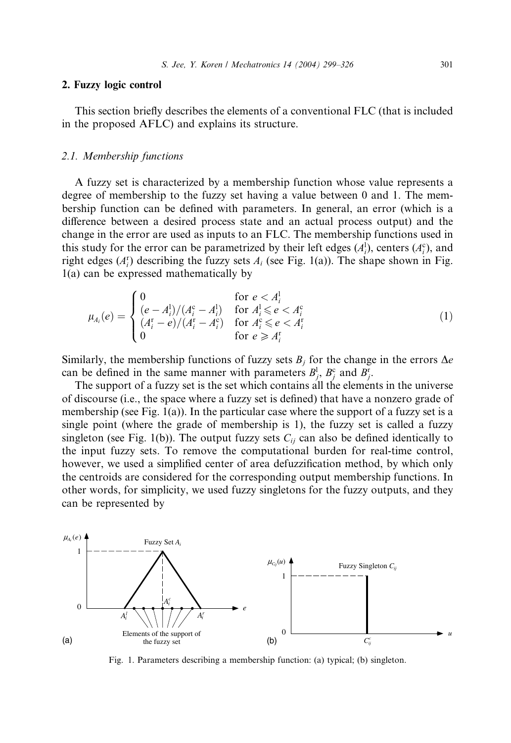## 2. Fuzzy logic control

This section briefly describes the elements of a conventional FLC (that is included in the proposed AFLC) and explains its structure.

### 2.1. Membership functions

A fuzzy set is characterized by a membership function whose value represents a degree of membership to the fuzzy set having a value between 0 and 1. The membership function can be defined with parameters. In general, an error (which is a difference between a desired process state and an actual process output) and the change in the error are used as inputs to an FLC. The membership functions used in this study for the error can be parametrized by their left edges ($A_i^{\mathrm{l}}$), centers ($A_i^{\mathrm{c}}$), and right edges ($A_i^{\mathrm{r}}$) describing the fuzzy sets $A_i$ (see Fig. 1(a)). The shape shown in Fig. 1(a) can be expressed mathematically by

$$\mu_{A_i}(e) = \begin{cases} 0 & \text{for } e < A_i^{\mathrm{l}} \\ (e - A_i^{\mathrm{l}})/(A_i^{\mathrm{c}} - A_i^{\mathrm{l}}) & \text{for } A_i^{\mathrm{l}} \leqslant e < A_i^{\mathrm{c}} \\ (A_i^{\mathrm{r}} - e)/(A_i^{\mathrm{r}} - A_i^{\mathrm{c}}) & \text{for } A_i^{\mathrm{c}} \leqslant e < A_i^{\mathrm{r}} \\ 0 & \text{for } e \geqslant A_i^{\mathrm{r}} \end{cases} \tag{1}$$

Similarly, the membership functions of fuzzy sets $B_j$ for the change in the errors $\Delta e$ can be defined in the same manner with parameters $B_j^{\mathrm{l}}$, $B_j^{\mathrm{c}}$ and $B_j^{\mathrm{r}}$.

The support of a fuzzy set is the set which contains all the elements in the universe of discourse (i.e., the space where a fuzzy set is defined) that have a nonzero grade of membership (see Fig. 1(a)). In the particular case where the support of a fuzzy set is a single point (where the grade of membership is 1), the fuzzy set is called a fuzzy singleton (see Fig. 1(b)). The output fuzzy sets $C_{ij}$ can also be defined identically to the input fuzzy sets. To remove the computational burden for real-time control, however, we used a simplified center of area defuzzification method, by which only the centroids are considered for the corresponding output membership functions. In other words, for simplicity, we used fuzzy singletons for the fuzzy outputs, and they can be represented by

Fig. 1. Parameters describing a membership function: (a) typical; (b) singleton.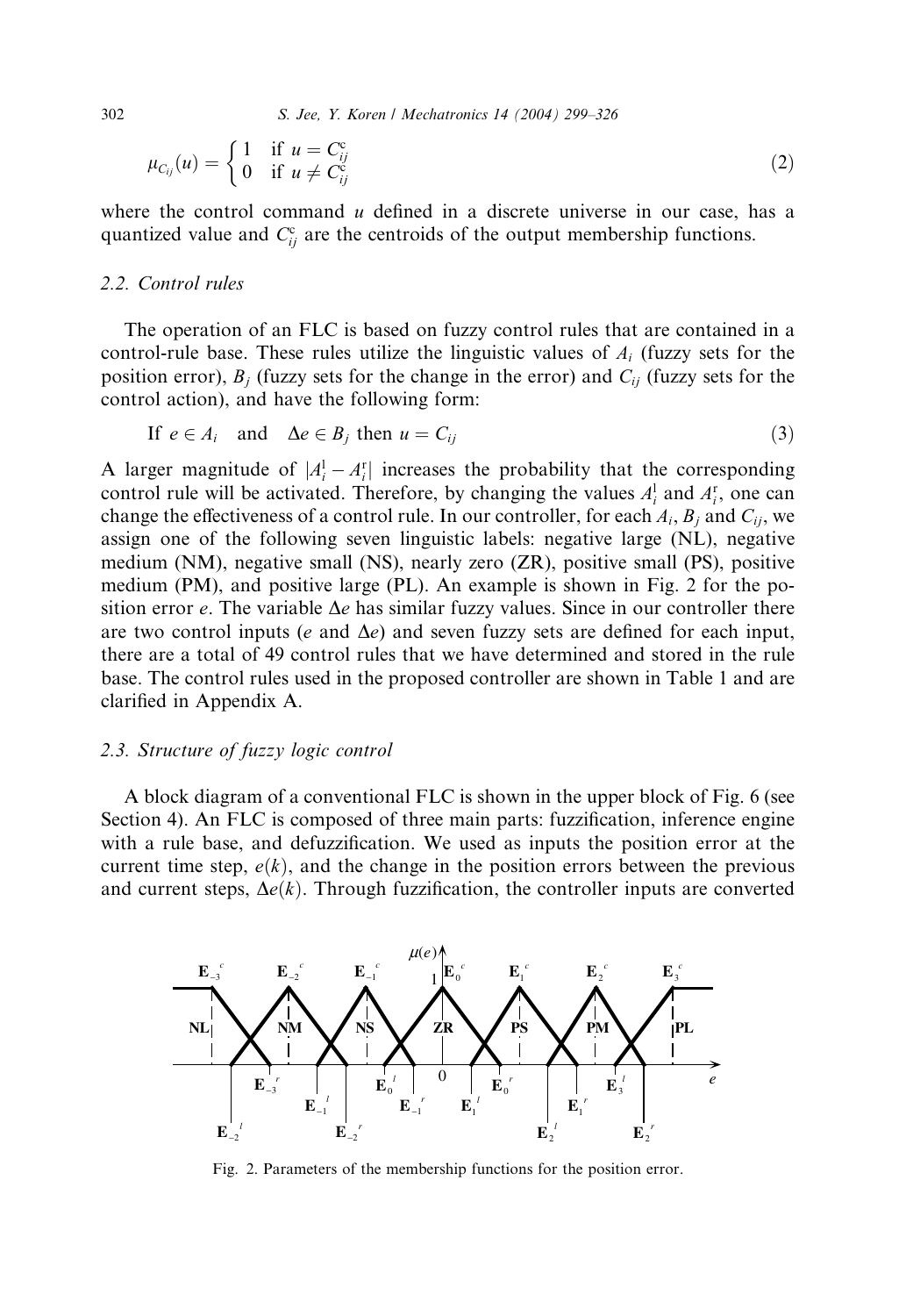$$\mu_{C_{ij}}(u) = \begin{cases} 1 & \text{if } u = C_{ij}^{c} \\ 0 & \text{if } u \neq C_{ij}^{c} \end{cases} \tag{2}$$

where the control command $u$ defined in a discrete universe in our case, has a quantized value and $C_{ij}^{c}$ are the centroids of the output membership functions.

### 2.2. Control rules

The operation of an FLC is based on fuzzy control rules that are contained in a control-rule base. These rules utilize the linguistic values of $A_i$ (fuzzy sets for the position error), $B_j$ (fuzzy sets for the change in the error) and $C_{ij}$ (fuzzy sets for the control action), and have the following form:

$$\text{If } e \in A_i \quad \text{and} \quad \Delta e \in B_j \text{ then } u = C_{ij} \tag{3}$$

A larger magnitude of $|A_i^{l} - A_i^{r}|$ increases the probability that the corresponding control rule will be activated. Therefore, by changing the values $A_i^{l}$ and $A_i^{r}$, one can change the effectiveness of a control rule. In our controller, for each $A_i$, $B_j$ and $C_{ij}$, we assign one of the following seven linguistic labels: negative large (NL), negative medium (NM), negative small (NS), nearly zero (ZR), positive small (PS), positive medium (PM), and positive large (PL). An example is shown in Fig. 2 for the position error $e$. The variable $\Delta e$ has similar fuzzy values. Since in our controller there are two control inputs ($e$ and $\Delta e$) and seven fuzzy sets are defined for each input, there are a total of 49 control rules that we have determined and stored in the rule base. The control rules used in the proposed controller are shown in Table 1 and are clarified in Appendix A.

### 2.3. Structure of fuzzy logic control

A block diagram of a conventional FLC is shown in the upper block of Fig. 6 (see Section 4). An FLC is composed of three main parts: fuzzification, inference engine with a rule base, and defuzzification. We used as inputs the position error at the current time step, $e(k)$, and the change in the position errors between the previous and current steps, $\Delta e(k)$. Through fuzzification, the controller inputs are converted

Fig. 2. Parameters of the membership functions for the position error.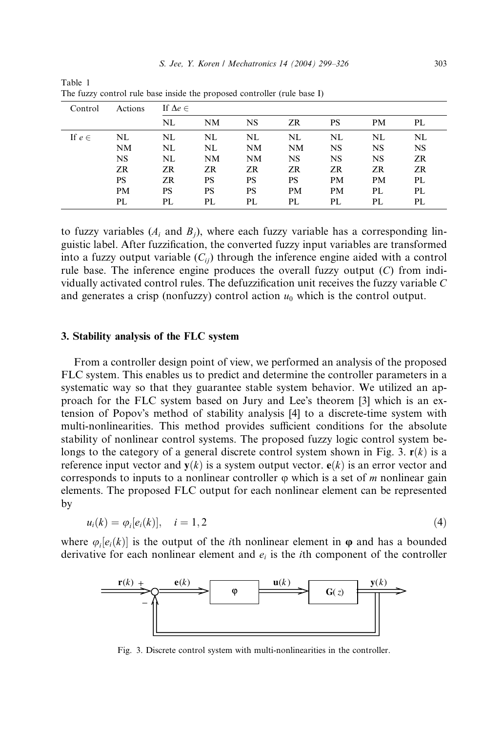Table 1
The fuzzy control rule base inside the proposed controller (rule base I)

| Control | Actions | If $\Delta e \in$ | | | | | | |
|---|---|---|---|---|---|---|---|---|
| | | NL | NM | NS | ZR | PS | PM | PL |
| If $e \in$ | NL | NL | NL | NL | NL | NL | NL | NL |
| | NM | NL | NL | NM | NM | NS | NS | NS |
| | NS | NL | NM | NM | NS | NS | NS | ZR |
| | ZR | ZR | ZR | ZR | ZR | ZR | ZR | ZR |
| | PS | ZR | PS | PS | PS | PM | PM | PL |
| | PM | PS | PS | PS | PM | PM | PL | PL |
| | PL | PL | PL | PL | PL | PL | PL | PL |

to fuzzy variables ($A_i$ and $B_j$), where each fuzzy variable has a corresponding linguistic label. After fuzzification, the converted fuzzy input variables are transformed into a fuzzy output variable ($C_{ij}$) through the inference engine aided with a control rule base. The inference engine produces the overall fuzzy output ($C$) from individually activated control rules. The defuzzification unit receives the fuzzy variable $C$ and generates a crisp (nonfuzzy) control action $u_0$ which is the control output.

## 3. Stability analysis of the FLC system

From a controller design point of view, we performed an analysis of the proposed FLC system. This enables us to predict and determine the controller parameters in a systematic way so that they guarantee stable system behavior. We utilized an approach for the FLC system based on Jury and Lee's theorem [3] which is an extension of Popov's method of stability analysis [4] to a discrete-time system with multi-nonlinearities. This method provides sufficient conditions for the absolute stability of nonlinear control systems. The proposed fuzzy logic control system belongs to the category of a general discrete control system shown in Fig. 3. $\mathbf{r}(k)$ is a reference input vector and $\mathbf{y}(k)$ is a system output vector. $\mathbf{e}(k)$ is an error vector and corresponds to inputs to a nonlinear controller $\varphi$ which is a set of $m$ nonlinear gain elements. The proposed FLC output for each nonlinear element can be represented by

$$u_i(k) = \varphi_i[e_i(k)], \quad i = 1, 2 \tag{4}$$

where $\varphi_i[e_i(k)]$ is the output of the $i$th nonlinear element in $\boldsymbol{\varphi}$ and has a bounded derivative for each nonlinear element and $e_i$ is the $i$th component of the controller

Fig. 3. Discrete control system with multi-nonlinearities in the controller.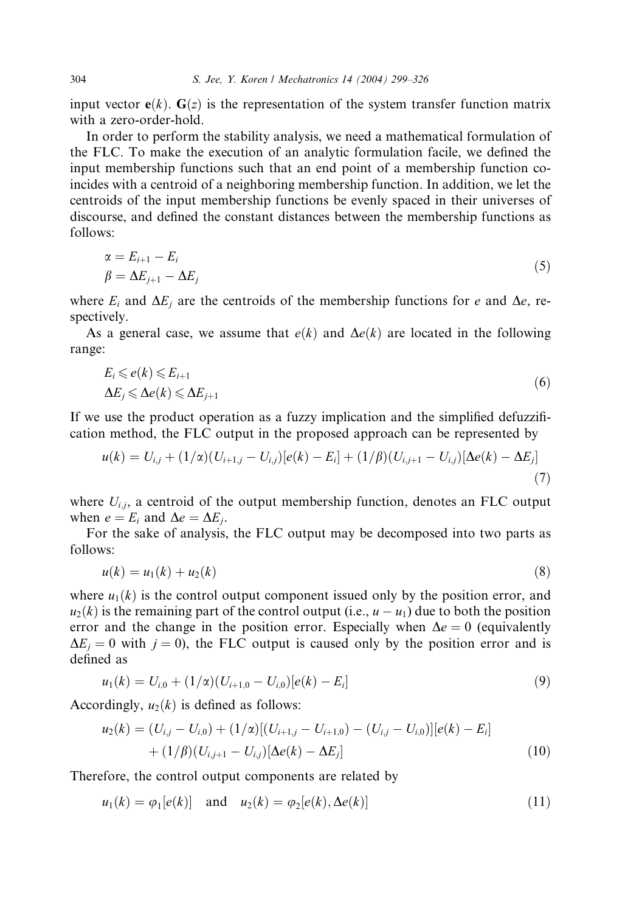input vector $\mathbf{e}(k)$. $\mathbf{G}(z)$ is the representation of the system transfer function matrix with a zero-order-hold.

In order to perform the stability analysis, we need a mathematical formulation of the FLC. To make the execution of an analytic formulation facile, we defined the input membership functions such that an end point of a membership function coincides with a centroid of a neighboring membership function. In addition, we let the centroids of the input membership functions be evenly spaced in their universes of discourse, and defined the constant distances between the membership functions as follows:

$$
\begin{aligned}
\alpha &= E_{i+1} - E_i \\
\beta &= \Delta E_{j+1} - \Delta E_j
\end{aligned} \tag{5}
$$

where $E_i$ and $\Delta E_j$ are the centroids of the membership functions for $e$ and $\Delta e$, respectively.

As a general case, we assume that $e(k)$ and $\Delta e(k)$ are located in the following range:

$$
\begin{aligned}
E_i &\leqslant e(k) \leqslant E_{i+1} \\
\Delta E_j &\leqslant \Delta e(k) \leqslant \Delta E_{j+1}
\end{aligned} \tag{6}
$$

If we use the product operation as a fuzzy implication and the simplified defuzzification method, the FLC output in the proposed approach can be represented by

$$
u(k) = U_{i,j} + (1/\alpha)(U_{i+1,j} - U_{i,j})[e(k) - E_i] + (1/\beta)(U_{i,j+1} - U_{i,j})[\Delta e(k) - \Delta E_j] \tag{7}
$$

where $U_{i,j}$, a centroid of the output membership function, denotes an FLC output when $e = E_i$ and $\Delta e = \Delta E_j$.

For the sake of analysis, the FLC output may be decomposed into two parts as follows:

$$
u(k) = u_1(k) + u_2(k) \tag{8}
$$

where $u_1(k)$ is the control output component issued only by the position error, and $u_2(k)$ is the remaining part of the control output (i.e., $u - u_1$) due to both the position error and the change in the position error. Especially when $\Delta e = 0$ (equivalently $\Delta E_j = 0$ with $j = 0$), the FLC output is caused only by the position error and is defined as

$$
u_1(k) = U_{i,0} + (1/\alpha)(U_{i+1,0} - U_{i,0})[e(k) - E_i] \tag{9}
$$

Accordingly, $u_2(k)$ is defined as follows:

$$
\begin{aligned}
u_2(k) = {} & (U_{i,j} - U_{i,0}) + (1/\alpha)[(U_{i+1,j} - U_{i+1,0}) - (U_{i,j} - U_{i,0})][e(k) - E_i] \\
& + (1/\beta)(U_{i,j+1} - U_{i,j})[\Delta e(k) - \Delta E_j]
\end{aligned} \tag{10}
$$

Therefore, the control output components are related by

$$
u_1(k) = \varphi_1[e(k)] \quad \text{and} \quad u_2(k) = \varphi_2[e(k), \Delta e(k)] \tag{11}
$$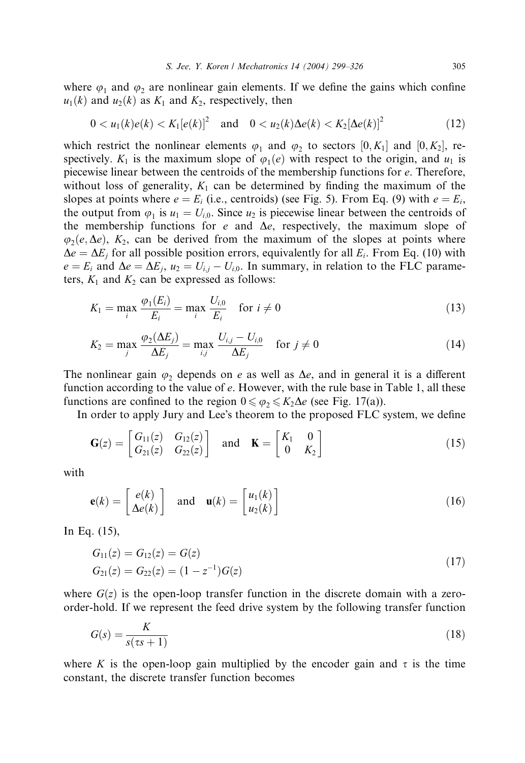where $\varphi_1$ and $\varphi_2$ are nonlinear gain elements. If we define the gains which confine $u_1(k)$ and $u_2(k)$ as $K_1$ and $K_2$, respectively, then

$$0 < u_1(k)e(k) < K_1[e(k)]^2 \quad \text{and} \quad 0 < u_2(k)\Delta e(k) < K_2[\Delta e(k)]^2 \tag{12}$$

which restrict the nonlinear elements $\varphi_1$ and $\varphi_2$ to sectors $[0, K_1]$ and $[0, K_2]$, respectively. $K_1$ is the maximum slope of $\varphi_1(e)$ with respect to the origin, and $u_1$ is piecewise linear between the centroids of the membership functions for $e$. Therefore, without loss of generality, $K_1$ can be determined by finding the maximum of the slopes at points where $e = E_i$ (i.e., centroids) (see Fig. 5). From Eq. (9) with $e = E_i$, the output from $\varphi_1$ is $u_1 = U_{i,0}$. Since $u_2$ is piecewise linear between the centroids of the membership functions for $e$ and $\Delta e$, respectively, the maximum slope of $\varphi_2(e, \Delta e)$, $K_2$, can be derived from the maximum of the slopes at points where $\Delta e = \Delta E_j$ for all possible position errors, equivalently for all $E_i$. From Eq. (10) with $e = E_i$ and $\Delta e = \Delta E_j$, $u_2 = U_{i,j} - U_{i,0}$. In summary, in relation to the FLC parameters, $K_1$ and $K_2$ can be expressed as follows:

$$K_1 = \max_i \frac{\varphi_1(E_i)}{E_i} = \max_i \frac{U_{i,0}}{E_i} \quad \text{for } i \neq 0 \tag{13}$$

$$K_2 = \max_j \frac{\varphi_2(\Delta E_j)}{\Delta E_j} = \max_{i,j} \frac{U_{i,j} - U_{i,0}}{\Delta E_j} \quad \text{for } j \neq 0 \tag{14}$$

The nonlinear gain $\varphi_2$ depends on $e$ as well as $\Delta e$, and in general it is a different function according to the value of $e$. However, with the rule base in Table 1, all these functions are confined to the region $0 \leqslant \varphi_2 \leqslant K_2 \Delta e$ (see Fig. 17(a)).

In order to apply Jury and Lee's theorem to the proposed FLC system, we define

$$\mathbf{G}(z) = \begin{bmatrix} G_{11}(z) & G_{12}(z) \\ G_{21}(z) & G_{22}(z) \end{bmatrix} \quad \text{and} \quad \mathbf{K} = \begin{bmatrix} K_1 & 0 \\ 0 & K_2 \end{bmatrix} \tag{15}$$

with

$$\mathbf{e}(k) = \begin{bmatrix} e(k) \\ \Delta e(k) \end{bmatrix} \quad \text{and} \quad \mathbf{u}(k) = \begin{bmatrix} u_1(k) \\ u_2(k) \end{bmatrix} \tag{16}$$

In Eq. (15),

$$\begin{aligned} G_{11}(z) &= G_{12}(z) = G(z) \\ G_{21}(z) &= G_{22}(z) = (1 - z^{-1})G(z) \end{aligned} \tag{17}$$

where $G(z)$ is the open-loop transfer function in the discrete domain with a zero-order-hold. If we represent the feed drive system by the following transfer function

$$G(s) = \frac{K}{s(\tau s + 1)} \tag{18}$$

where $K$ is the open-loop gain multiplied by the encoder gain and $\tau$ is the time constant, the discrete transfer function becomes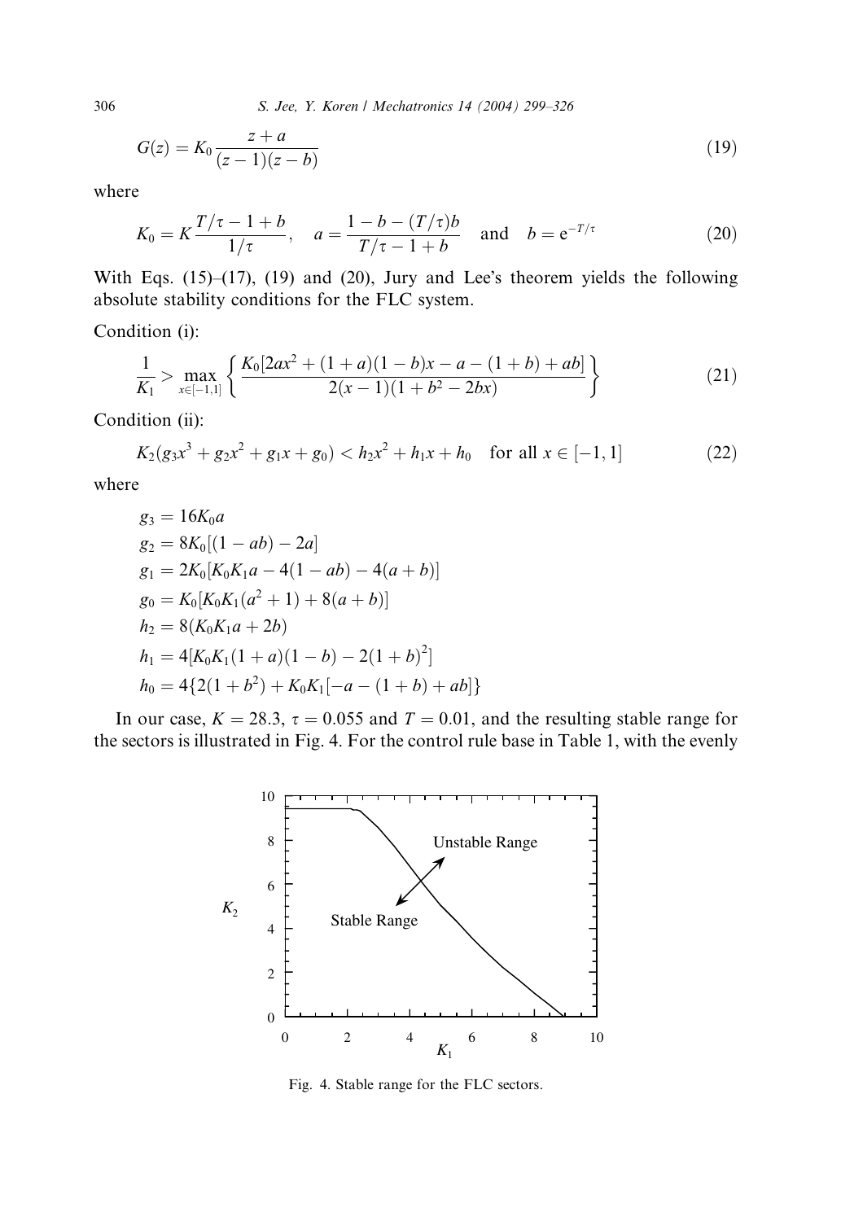$$G(z) = K_0 \frac{z + a}{(z - 1)(z - b)} \tag{19}$$

where

$$K_0 = K \frac{T/\tau - 1 + b}{1/\tau}, \quad a = \frac{1 - b - (T/\tau)b}{T/\tau - 1 + b} \quad \text{and} \quad b = e^{-T/\tau} \tag{20}$$

With Eqs. (15)–(17), (19) and (20), Jury and Lee's theorem yields the following absolute stability conditions for the FLC system.

Condition (i):

$$\frac{1}{K_1} > \max_{x \in [-1,1]} \left\{ \frac{K_0[2ax^2 + (1 + a)(1 - b)x - a - (1 + b) + ab]}{2(x - 1)(1 + b^2 - 2bx)} \right\} \tag{21}$$

Condition (ii):

$$K_2(g_3 x^3 + g_2 x^2 + g_1 x + g_0) < h_2 x^2 + h_1 x + h_0 \quad \text{for all } x \in [-1, 1] \tag{22}$$

where

$$\begin{aligned}
g_3 &= 16K_0 a \\
g_2 &= 8K_0[(1 - ab) - 2a] \\
g_1 &= 2K_0[K_0 K_1 a - 4(1 - ab) - 4(a + b)] \\
g_0 &= K_0[K_0 K_1(a^2 + 1) + 8(a + b)] \\
h_2 &= 8(K_0 K_1 a + 2b) \\
h_1 &= 4[K_0 K_1 (1 + a)(1 - b) - 2(1 + b)^2] \\
h_0 &= 4\{2(1 + b^2) + K_0 K_1[-a - (1 + b) + ab]\}
\end{aligned}$$

In our case, $K = 28.3$, $\tau = 0.055$ and $T = 0.01$, and the resulting stable range for the sectors is illustrated in Fig. 4. For the control rule base in Table 1, with the evenly

Fig. 4. Stable range for the FLC sectors.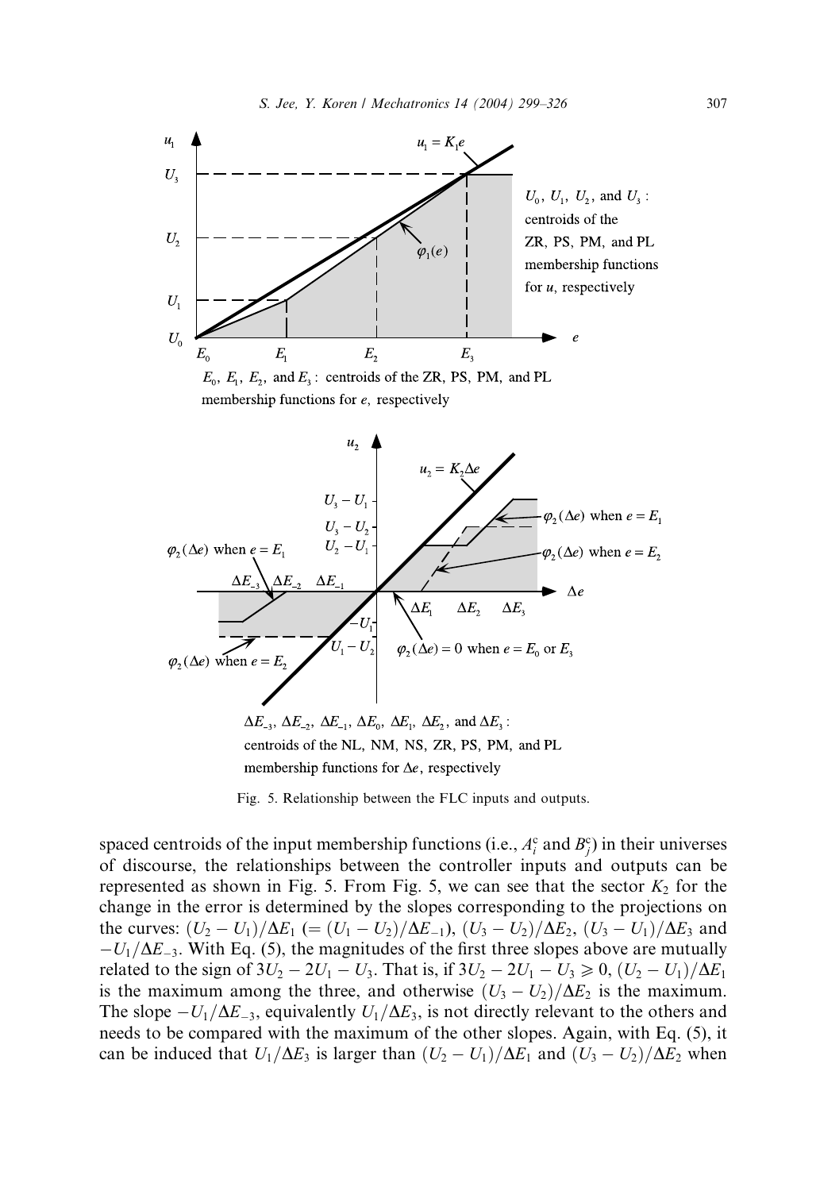Fig. 5. Relationship between the FLC inputs and outputs.

spaced centroids of the input membership functions (i.e., $A_i^c$ and $B_j^c$) in their universes of discourse, the relationships between the controller inputs and outputs can be represented as shown in Fig. 5. From Fig. 5, we can see that the sector $K_2$ for the change in the error is determined by the slopes corresponding to the projections on the curves: $(U_2 - U_1)/\Delta E_1$ $(= (U_1 - U_2)/\Delta E_{-1})$, $(U_3 - U_2)/\Delta E_2$, $(U_3 - U_1)/\Delta E_3$ and $-U_1/\Delta E_{-3}$. With Eq. (5), the magnitudes of the first three slopes above are mutually related to the sign of $3U_2 - 2U_1 - U_3$. That is, if $3U_2 - 2U_1 - U_3 \geqslant 0$, $(U_2 - U_1)/\Delta E_1$ is the maximum among the three, and otherwise $(U_3 - U_2)/\Delta E_2$ is the maximum. The slope $-U_1/\Delta E_{-3}$, equivalently $U_1/\Delta E_3$, is not directly relevant to the others and needs to be compared with the maximum of the other slopes. Again, with Eq. (5), it can be induced that $U_1/\Delta E_3$ is larger than $(U_2 - U_1)/\Delta E_1$ and $(U_3 - U_2)/\Delta E_2$ when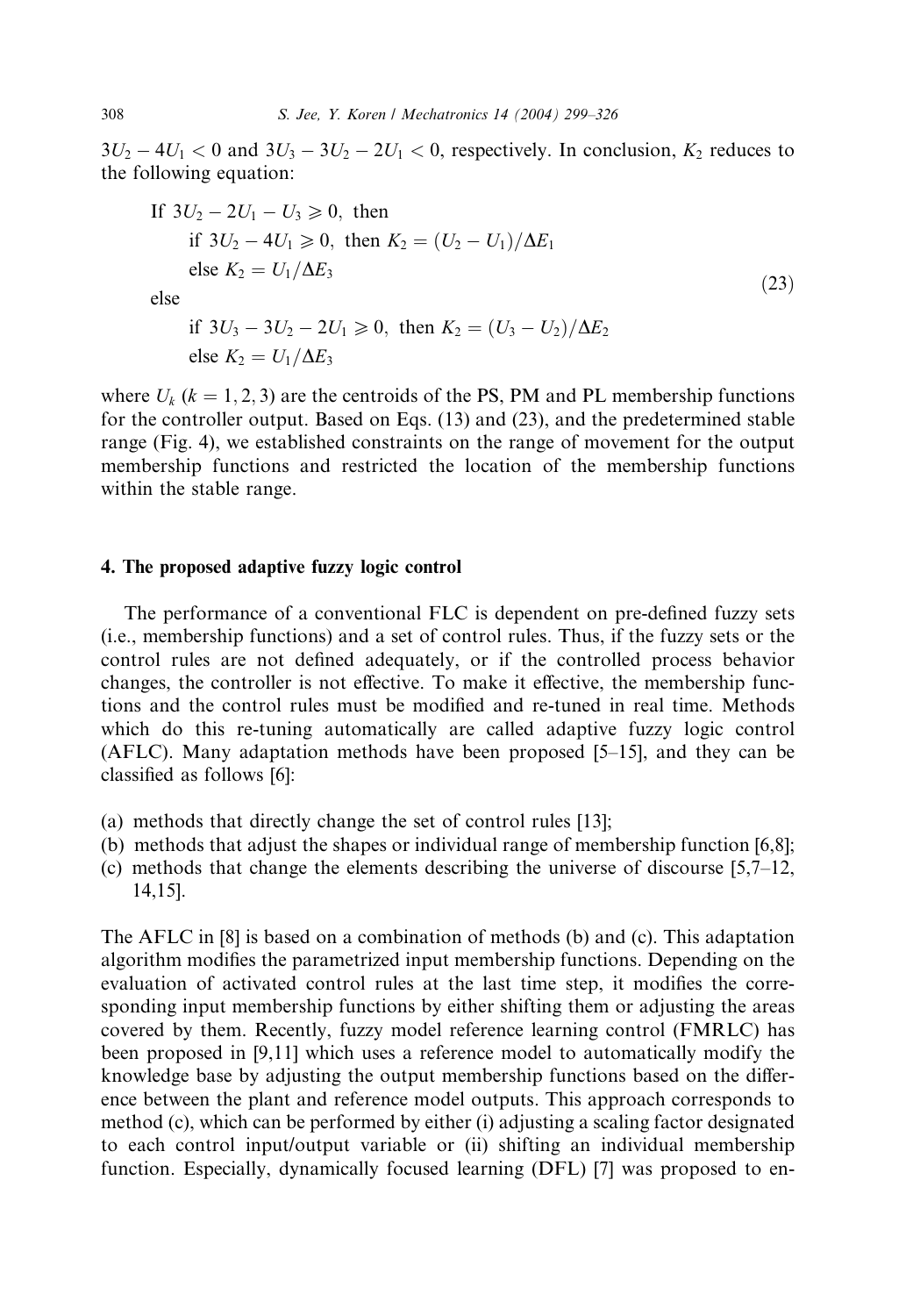$3U_2 - 4U_1 < 0$ and $3U_3 - 3U_2 - 2U_1 < 0$, respectively. In conclusion, $K_2$ reduces to the following equation:

$$
\begin{aligned}
&\text{If } 3U_2 - 2U_1 - U_3 \geqslant 0, \text{ then} \\
&\qquad \text{if } 3U_2 - 4U_1 \geqslant 0, \text{ then } K_2 = (U_2 - U_1)/\Delta E_1 \\
&\qquad \text{else } K_2 = U_1/\Delta E_3 \\
&\text{else} \\
&\qquad \text{if } 3U_3 - 3U_2 - 2U_1 \geqslant 0, \text{ then } K_2 = (U_3 - U_2)/\Delta E_2 \\
&\qquad \text{else } K_2 = U_1/\Delta E_3
\end{aligned}
\tag{23}
$$

where $U_k$ $(k = 1, 2, 3)$ are the centroids of the PS, PM and PL membership functions for the controller output. Based on Eqs. (13) and (23), and the predetermined stable range (Fig. 4), we established constraints on the range of movement for the output membership functions and restricted the location of the membership functions within the stable range.

## 4. The proposed adaptive fuzzy logic control

The performance of a conventional FLC is dependent on pre-defined fuzzy sets (i.e., membership functions) and a set of control rules. Thus, if the fuzzy sets or the control rules are not defined adequately, or if the controlled process behavior changes, the controller is not effective. To make it effective, the membership functions and the control rules must be modified and re-tuned in real time. Methods which do this re-tuning automatically are called adaptive fuzzy logic control (AFLC). Many adaptation methods have been proposed [5–15], and they can be classified as follows [6]:

(a) methods that directly change the set of control rules [13];
(b) methods that adjust the shapes or individual range of membership function [6,8];
(c) methods that change the elements describing the universe of discourse [5,7–12, 14,15].

The AFLC in [8] is based on a combination of methods (b) and (c). This adaptation algorithm modifies the parametrized input membership functions. Depending on the evaluation of activated control rules at the last time step, it modifies the corresponding input membership functions by either shifting them or adjusting the areas covered by them. Recently, fuzzy model reference learning control (FMRLC) has been proposed in [9,11] which uses a reference model to automatically modify the knowledge base by adjusting the output membership functions based on the difference between the plant and reference model outputs. This approach corresponds to method (c), which can be performed by either (i) adjusting a scaling factor designated to each control input/output variable or (ii) shifting an individual membership function. Especially, dynamically focused learning (DFL) [7] was proposed to en-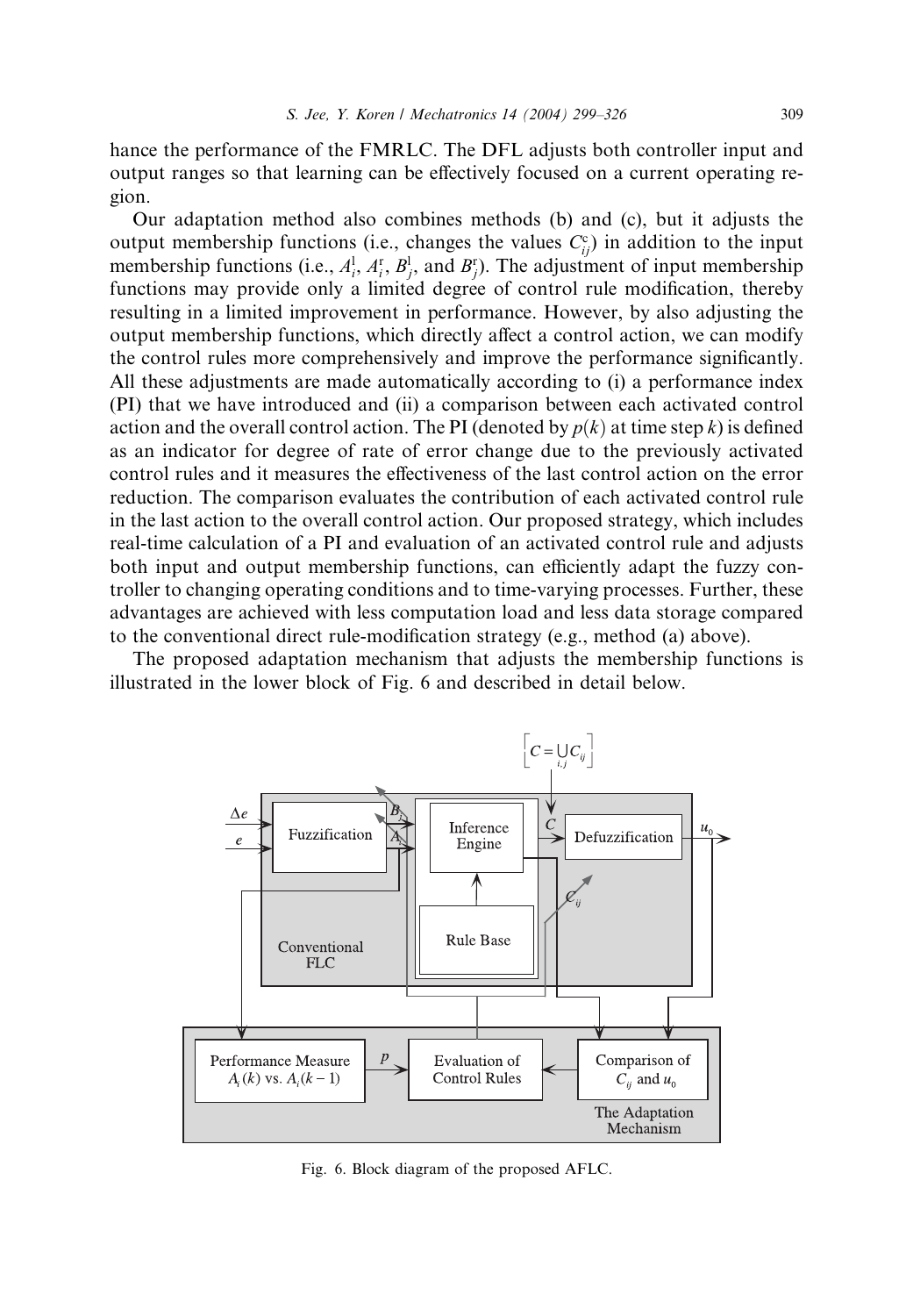hance the performance of the FMRLC. The DFL adjusts both controller input and output ranges so that learning can be effectively focused on a current operating region.

Our adaptation method also combines methods (b) and (c), but it adjusts the output membership functions (i.e., changes the values $C^{c}_{ij}$) in addition to the input membership functions (i.e., $A^{l}_{i}$, $A^{r}_{i}$, $B^{l}_{j}$, and $B^{r}_{j}$). The adjustment of input membership functions may provide only a limited degree of control rule modification, thereby resulting in a limited improvement in performance. However, by also adjusting the output membership functions, which directly affect a control action, we can modify the control rules more comprehensively and improve the performance significantly. All these adjustments are made automatically according to (i) a performance index (PI) that we have introduced and (ii) a comparison between each activated control action and the overall control action. The PI (denoted by $p(k)$ at time step $k$) is defined as an indicator for degree of rate of error change due to the previously activated control rules and it measures the effectiveness of the last control action on the error reduction. The comparison evaluates the contribution of each activated control rule in the last action to the overall control action. Our proposed strategy, which includes real-time calculation of a PI and evaluation of an activated control rule and adjusts both input and output membership functions, can efficiently adapt the fuzzy controller to changing operating conditions and to time-varying processes. Further, these advantages are achieved with less computation load and less data storage compared to the conventional direct rule-modification strategy (e.g., method (a) above).

The proposed adaptation mechanism that adjusts the membership functions is illustrated in the lower block of Fig. 6 and described in detail below.

Fig. 6. Block diagram of the proposed AFLC.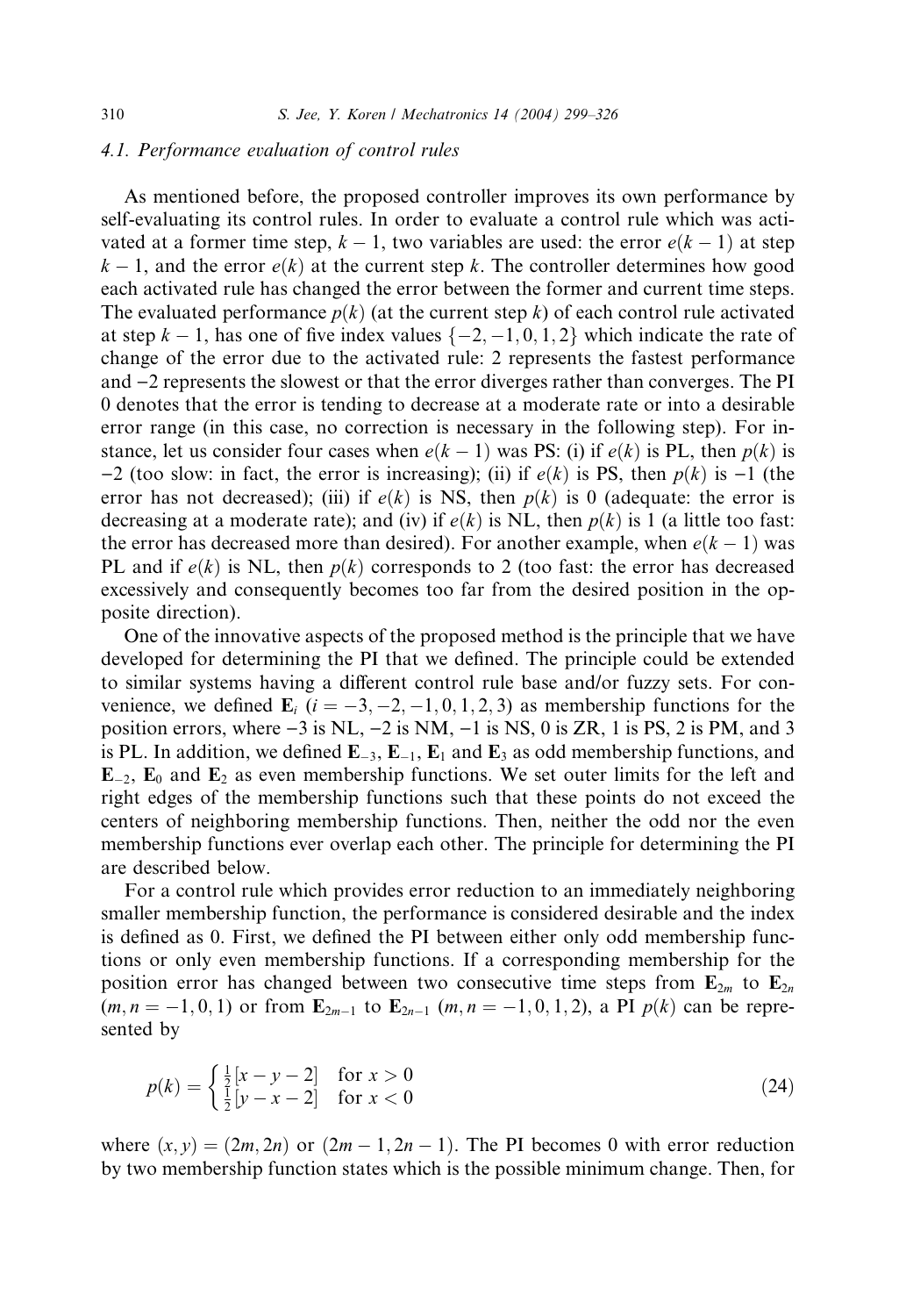### 4.1. Performance evaluation of control rules

As mentioned before, the proposed controller improves its own performance by self-evaluating its control rules. In order to evaluate a control rule which was activated at a former time step, $k-1$, two variables are used: the error $e(k-1)$ at step $k-1$, and the error $e(k)$ at the current step $k$. The controller determines how good each activated rule has changed the error between the former and current time steps. The evaluated performance $p(k)$ (at the current step $k$) of each control rule activated at step $k-1$, has one of five index values $\{-2, -1, 0, 1, 2\}$ which indicate the rate of change of the error due to the activated rule: 2 represents the fastest performance and $-2$ represents the slowest or that the error diverges rather than converges. The PI 0 denotes that the error is tending to decrease at a moderate rate or into a desirable error range (in this case, no correction is necessary in the following step). For instance, let us consider four cases when $e(k-1)$ was PS: (i) if $e(k)$ is PL, then $p(k)$ is $-2$ (too slow: in fact, the error is increasing); (ii) if $e(k)$ is PS, then $p(k)$ is $-1$ (the error has not decreased); (iii) if $e(k)$ is NS, then $p(k)$ is 0 (adequate: the error is decreasing at a moderate rate); and (iv) if $e(k)$ is NL, then $p(k)$ is 1 (a little too fast: the error has decreased more than desired). For another example, when $e(k-1)$ was PL and if $e(k)$ is NL, then $p(k)$ corresponds to 2 (too fast: the error has decreased excessively and consequently becomes too far from the desired position in the opposite direction).

One of the innovative aspects of the proposed method is the principle that we have developed for determining the PI that we defined. The principle could be extended to similar systems having a different control rule base and/or fuzzy sets. For convenience, we defined $\mathbf{E}_i$ $(i = -3, -2, -1, 0, 1, 2, 3)$ as membership functions for the position errors, where $-3$ is NL, $-2$ is NM, $-1$ is NS, 0 is ZR, 1 is PS, 2 is PM, and 3 is PL. In addition, we defined $\mathbf{E}_{-3}$, $\mathbf{E}_{-1}$, $\mathbf{E}_1$ and $\mathbf{E}_3$ as odd membership functions, and $\mathbf{E}_{-2}$, $\mathbf{E}_0$ and $\mathbf{E}_2$ as even membership functions. We set outer limits for the left and right edges of the membership functions such that these points do not exceed the centers of neighboring membership functions. Then, neither the odd nor the even membership functions ever overlap each other. The principle for determining the PI are described below.

For a control rule which provides error reduction to an immediately neighboring smaller membership function, the performance is considered desirable and the index is defined as 0. First, we defined the PI between either only odd membership functions or only even membership functions. If a corresponding membership for the position error has changed between two consecutive time steps from $\mathbf{E}_{2m}$ to $\mathbf{E}_{2n}$ $(m, n = -1, 0, 1)$ or from $\mathbf{E}_{2m-1}$ to $\mathbf{E}_{2n-1}$ $(m, n = -1, 0, 1, 2)$, a PI $p(k)$ can be represented by

$$
p(k) = \begin{cases} \frac{1}{2}[x - y - 2] & \text{for } x > 0 \\ \frac{1}{2}[y - x - 2] & \text{for } x < 0 \end{cases} \tag{24}
$$

where $(x, y) = (2m, 2n)$ or $(2m-1, 2n-1)$. The PI becomes 0 with error reduction by two membership function states which is the possible minimum change. Then, for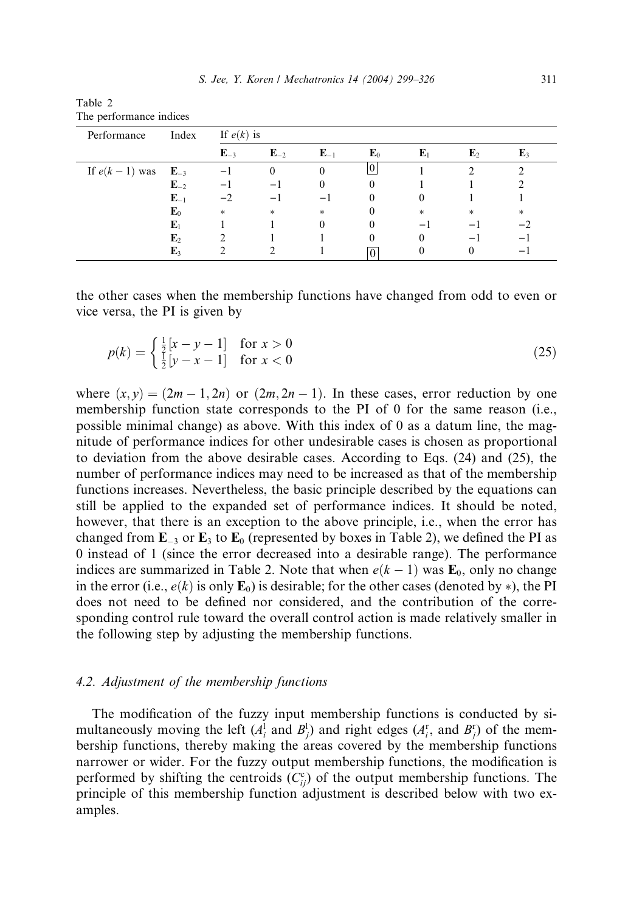Table 2
The performance indices

| Performance | Index | If $e(k)$ is | | | | | | |
|---|---|---|---|---|---|---|---|---|
| | | $\mathbf{E}_{-3}$ | $\mathbf{E}_{-2}$ | $\mathbf{E}_{-1}$ | $\mathbf{E}_0$ | $\mathbf{E}_1$ | $\mathbf{E}_2$ | $\mathbf{E}_3$ |
| If $e(k-1)$ was | $\mathbf{E}_{-3}$ | −1 | 0 | 0 | $\boxed{0}$ | 1 | 2 | 2 |
| | $\mathbf{E}_{-2}$ | −1 | −1 | 0 | 0 | 1 | 1 | 2 |
| | $\mathbf{E}_{-1}$ | −2 | −1 | −1 | 0 | 0 | 1 | 1 |
| | $\mathbf{E}_0$ | * | * | * | 0 | * | * | * |
| | $\mathbf{E}_1$ | 1 | 1 | 0 | 0 | −1 | −1 | −2 |
| | $\mathbf{E}_2$ | 2 | 1 | 1 | 0 | 0 | −1 | −1 |
| | $\mathbf{E}_3$ | 2 | 2 | 1 | $\boxed{0}$ | 0 | 0 | −1 |

the other cases when the membership functions have changed from odd to even or vice versa, the PI is given by

$$p(k) = \begin{cases} \frac{1}{2}[x - y - 1] & \text{for } x > 0 \\ \frac{1}{2}[y - x - 1] & \text{for } x < 0 \end{cases} \tag{25}$$

where $(x, y) = (2m - 1, 2n)$ or $(2m, 2n - 1)$. In these cases, error reduction by one membership function state corresponds to the PI of 0 for the same reason (i.e., possible minimal change) as above. With this index of 0 as a datum line, the magnitude of performance indices for other undesirable cases is chosen as proportional to deviation from the above desirable cases. According to Eqs. (24) and (25), the number of performance indices may need to be increased as that of the membership functions increases. Nevertheless, the basic principle described by the equations can still be applied to the expanded set of performance indices. It should be noted, however, that there is an exception to the above principle, i.e., when the error has changed from $\mathbf{E}_{-3}$ or $\mathbf{E}_3$ to $\mathbf{E}_0$ (represented by boxes in Table 2), we defined the PI as 0 instead of 1 (since the error decreased into a desirable range). The performance indices are summarized in Table 2. Note that when $e(k-1)$ was $\mathbf{E}_0$, only no change in the error (i.e., $e(k)$ is only $\mathbf{E}_0$) is desirable; for the other cases (denoted by *), the PI does not need to be defined nor considered, and the contribution of the corresponding control rule toward the overall control action is made relatively smaller in the following step by adjusting the membership functions.

### 4.2. Adjustment of the membership functions

The modification of the fuzzy input membership functions is conducted by simultaneously moving the left ($A_i^{\mathrm{l}}$ and $B_j^{\mathrm{l}}$) and right edges ($A_i^{\mathrm{r}}$, and $B_j^{\mathrm{r}}$) of the membership functions, thereby making the areas covered by the membership functions narrower or wider. For the fuzzy output membership functions, the modification is performed by shifting the centroids ($C_{ij}^{\mathrm{c}}$) of the output membership functions. The principle of this membership function adjustment is described below with two examples.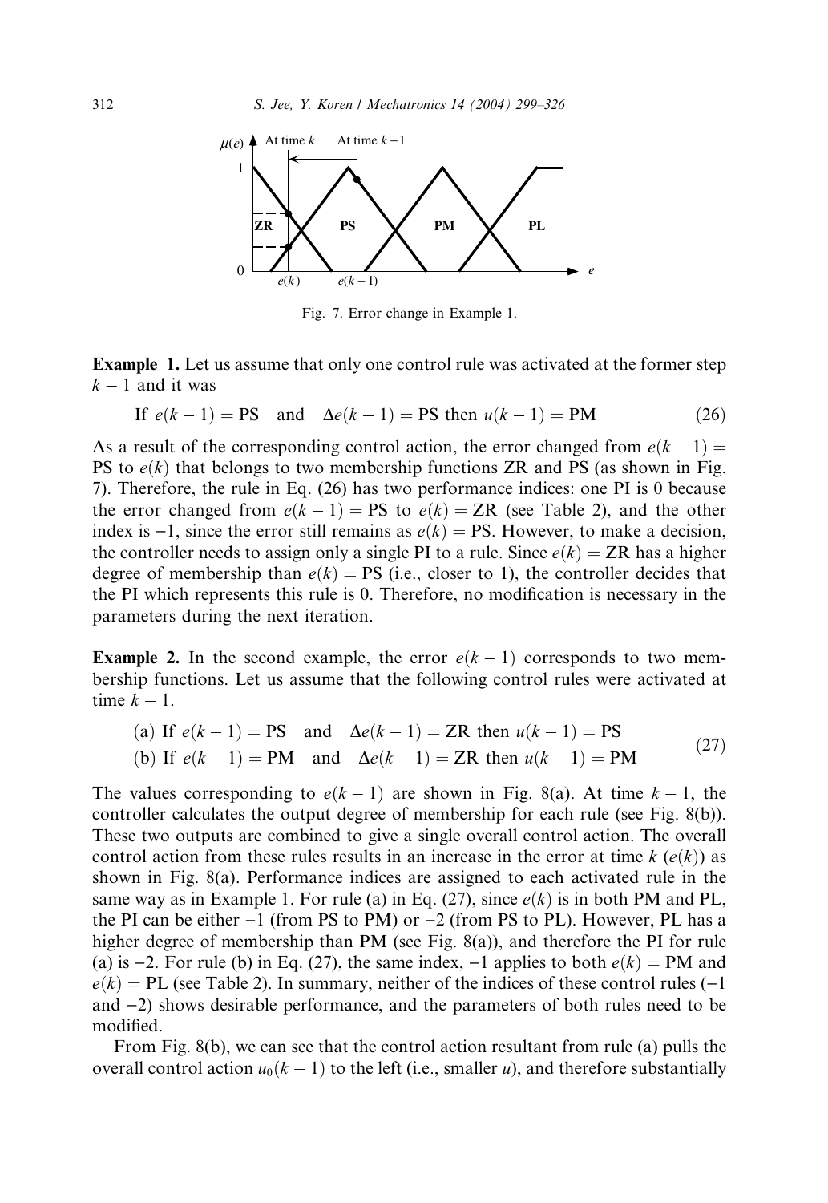Fig. 7. Error change in Example 1.

**Example 1.** Let us assume that only one control rule was activated at the former step $k-1$ and it was

$$\text{If } e(k-1) = \text{PS} \quad \text{and} \quad \Delta e(k-1) = \text{PS then } u(k-1) = \text{PM} \tag{26}$$

As a result of the corresponding control action, the error changed from $e(k-1) =$ PS to $e(k)$ that belongs to two membership functions ZR and PS (as shown in Fig. 7). Therefore, the rule in Eq. (26) has two performance indices: one PI is 0 because the error changed from $e(k-1) = \text{PS}$ to $e(k) = \text{ZR}$ (see Table 2), and the other index is $-1$, since the error still remains as $e(k) = \text{PS}$. However, to make a decision, the controller needs to assign only a single PI to a rule. Since $e(k) = \text{ZR}$ has a higher degree of membership than $e(k) = \text{PS}$ (i.e., closer to 1), the controller decides that the PI which represents this rule is 0. Therefore, no modification is necessary in the parameters during the next iteration.

**Example 2.** In the second example, the error $e(k-1)$ corresponds to two membership functions. Let us assume that the following control rules were activated at time $k-1$.

$$\begin{aligned} &\text{(a) If } e(k-1) = \text{PS} \quad \text{and} \quad \Delta e(k-1) = \text{ZR then } u(k-1) = \text{PS} \\ &\text{(b) If } e(k-1) = \text{PM} \quad \text{and} \quad \Delta e(k-1) = \text{ZR then } u(k-1) = \text{PM} \end{aligned} \tag{27}$$

The values corresponding to $e(k-1)$ are shown in Fig. 8(a). At time $k-1$, the controller calculates the output degree of membership for each rule (see Fig. 8(b)). These two outputs are combined to give a single overall control action. The overall control action from these rules results in an increase in the error at time $k$ ($e(k)$) as shown in Fig. 8(a). Performance indices are assigned to each activated rule in the same way as in Example 1. For rule (a) in Eq. (27), since $e(k)$ is in both PM and PL, the PI can be either $-1$ (from PS to PM) or $-2$ (from PS to PL). However, PL has a higher degree of membership than PM (see Fig. 8(a)), and therefore the PI for rule (a) is $-2$. For rule (b) in Eq. (27), the same index, $-1$ applies to both $e(k) = \text{PM}$ and $e(k) = \text{PL}$ (see Table 2). In summary, neither of the indices of these control rules ($-1$ and $-2$) shows desirable performance, and the parameters of both rules need to be modified.

From Fig. 8(b), we can see that the control action resultant from rule (a) pulls the overall control action $u_0(k-1)$ to the left (i.e., smaller $u$), and therefore substantially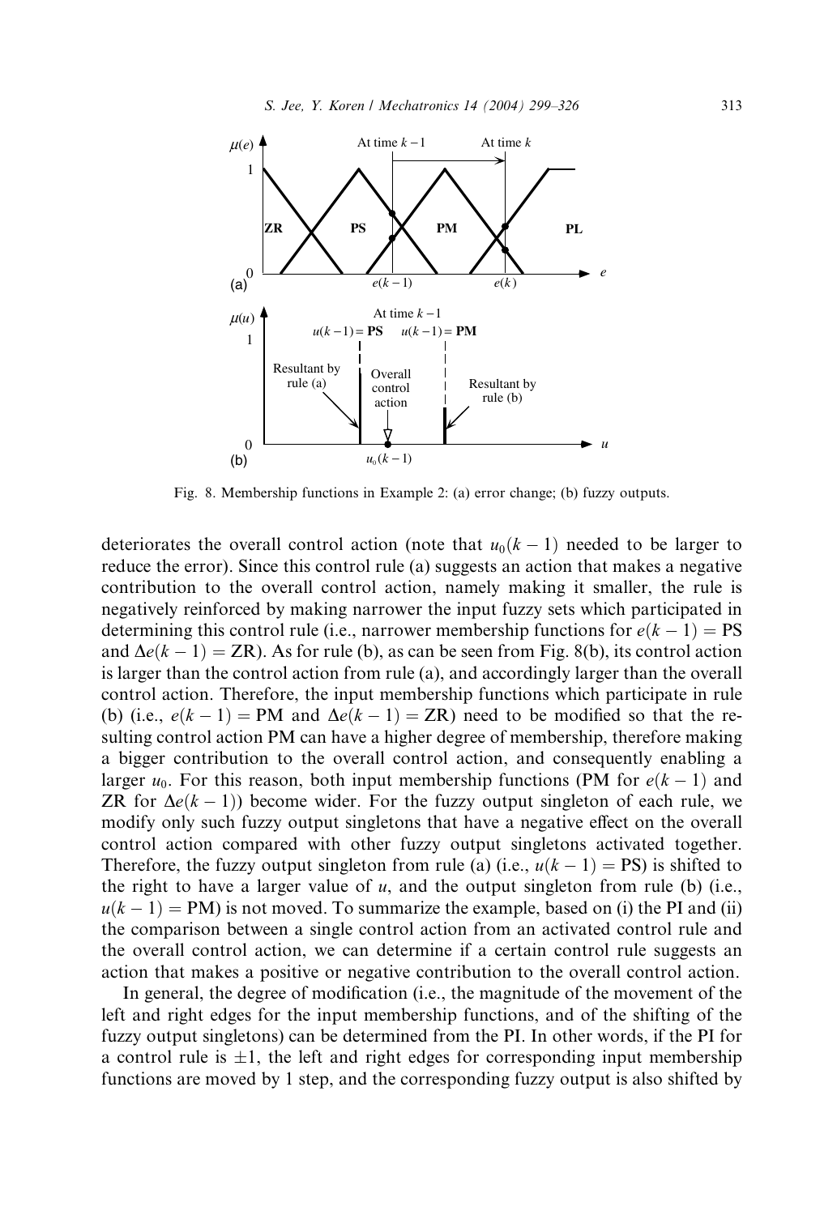Fig. 8. Membership functions in Example 2: (a) error change; (b) fuzzy outputs.

deteriorates the overall control action (note that $u_0(k-1)$ needed to be larger to reduce the error). Since this control rule (a) suggests an action that makes a negative contribution to the overall control action, namely making it smaller, the rule is negatively reinforced by making narrower the input fuzzy sets which participated in determining this control rule (i.e., narrower membership functions for $e(k-1) = \text{PS}$ and $\Delta e(k-1) = \text{ZR}$). As for rule (b), as can be seen from Fig. 8(b), its control action is larger than the control action from rule (a), and accordingly larger than the overall control action. Therefore, the input membership functions which participate in rule (b) (i.e., $e(k-1) = \text{PM}$ and $\Delta e(k-1) = \text{ZR}$) need to be modified so that the resulting control action PM can have a higher degree of membership, therefore making a bigger contribution to the overall control action, and consequently enabling a larger $u_0$. For this reason, both input membership functions (PM for $e(k-1)$ and ZR for $\Delta e(k-1)$) become wider. For the fuzzy output singleton of each rule, we modify only such fuzzy output singletons that have a negative effect on the overall control action compared with other fuzzy output singletons activated together. Therefore, the fuzzy output singleton from rule (a) (i.e., $u(k-1) = \text{PS}$) is shifted to the right to have a larger value of $u$, and the output singleton from rule (b) (i.e., $u(k-1) = \text{PM}$) is not moved. To summarize the example, based on (i) the PI and (ii) the comparison between a single control action from an activated control rule and the overall control action, we can determine if a certain control rule suggests an action that makes a positive or negative contribution to the overall control action.

In general, the degree of modification (i.e., the magnitude of the movement of the left and right edges for the input membership functions, and of the shifting of the fuzzy output singletons) can be determined from the PI. In other words, if the PI for a control rule is $\pm 1$, the left and right edges for corresponding input membership functions are moved by 1 step, and the corresponding fuzzy output is also shifted by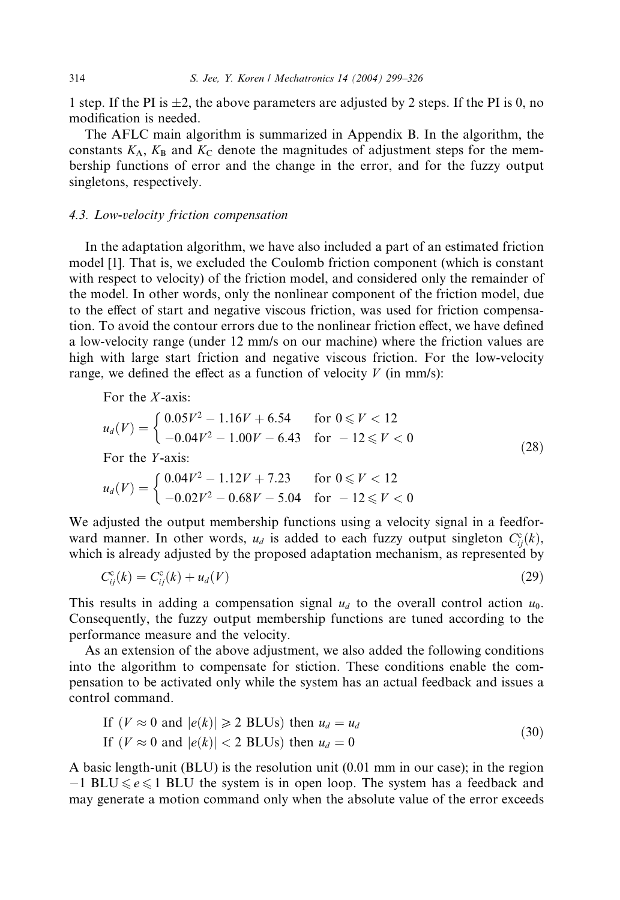1 step. If the PI is $\pm 2$, the above parameters are adjusted by 2 steps. If the PI is 0, no modification is needed.

The AFLC main algorithm is summarized in Appendix B. In the algorithm, the constants $K_A$, $K_B$ and $K_C$ denote the magnitudes of adjustment steps for the membership functions of error and the change in the error, and for the fuzzy output singletons, respectively.

### 4.3. Low-velocity friction compensation

In the adaptation algorithm, we have also included a part of an estimated friction model [1]. That is, we excluded the Coulomb friction component (which is constant with respect to velocity) of the friction model, and considered only the remainder of the model. In other words, only the nonlinear component of the friction model, due to the effect of start and negative viscous friction, was used for friction compensation. To avoid the contour errors due to the nonlinear friction effect, we have defined a low-velocity range (under 12 mm/s on our machine) where the friction values are high with large start friction and negative viscous friction. For the low-velocity range, we defined the effect as a function of velocity $V$ (in mm/s):

For the $X$-axis:

$$u_d(V) = \begin{cases} 0.05V^2 - 1.16V + 6.54 & \text{for } 0 \leqslant V < 12 \\ -0.04V^2 - 1.00V - 6.43 & \text{for } -12 \leqslant V < 0 \end{cases}$$

For the $Y$-axis:

$$u_d(V) = \begin{cases} 0.04V^2 - 1.12V + 7.23 & \text{for } 0 \leqslant V < 12 \\ -0.02V^2 - 0.68V - 5.04 & \text{for } -12 \leqslant V < 0 \end{cases} \tag{28}$$

We adjusted the output membership functions using a velocity signal in a feedforward manner. In other words, $u_d$ is added to each fuzzy output singleton $C_{ij}^c(k)$, which is already adjusted by the proposed adaptation mechanism, as represented by

$$C_{ij}^c(k) = C_{ij}^c(k) + u_d(V) \tag{29}$$

This results in adding a compensation signal $u_d$ to the overall control action $u_0$. Consequently, the fuzzy output membership functions are tuned according to the performance measure and the velocity.

As an extension of the above adjustment, we also added the following conditions into the algorithm to compensate for stiction. These conditions enable the compensation to be activated only while the system has an actual feedback and issues a control command.

$$\begin{aligned} &\text{If } (V \approx 0 \text{ and } |e(k)| \geqslant 2 \text{ BLUs}) \text{ then } u_d = u_d \\ &\text{If } (V \approx 0 \text{ and } |e(k)| < 2 \text{ BLUs}) \text{ then } u_d = 0 \end{aligned} \tag{30}$$

A basic length-unit (BLU) is the resolution unit (0.01 mm in our case); in the region $-1$ BLU $\leqslant e \leqslant 1$ BLU the system is in open loop. The system has a feedback and may generate a motion command only when the absolute value of the error exceeds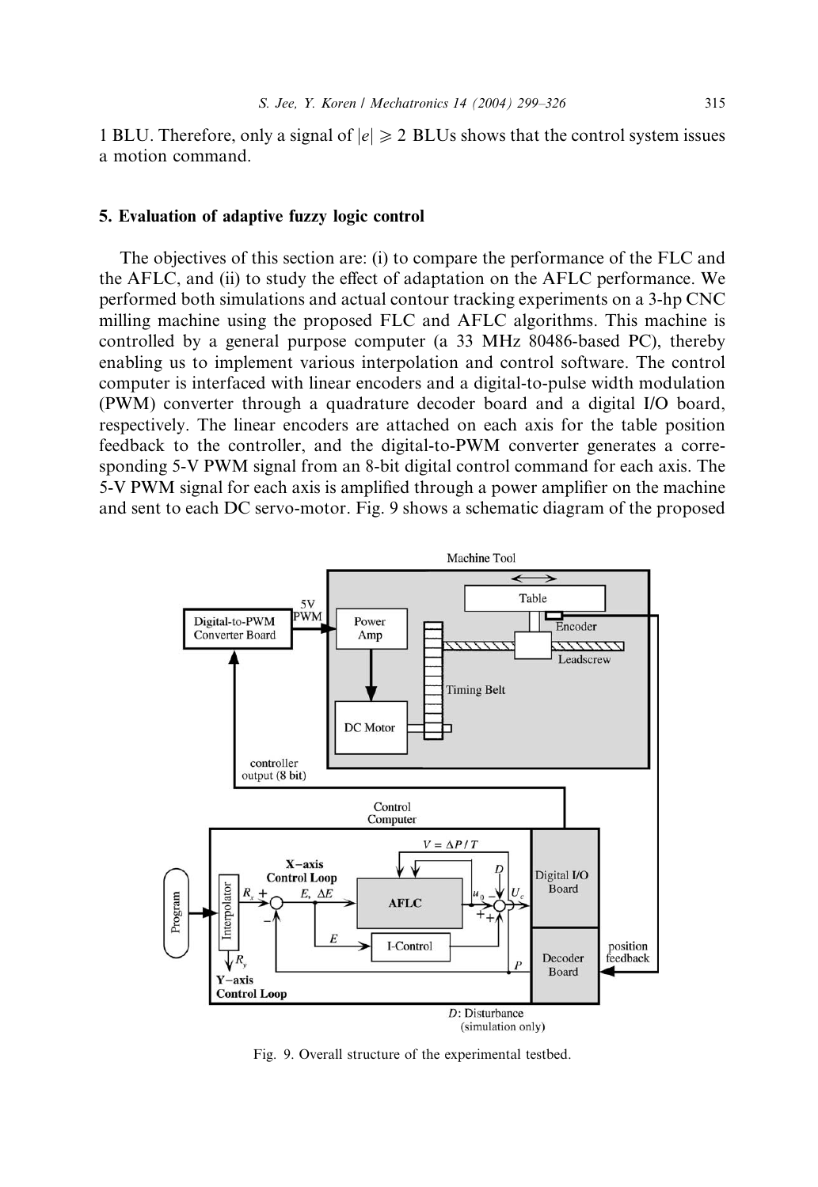1 BLU. Therefore, only a signal of $|e| \geqslant 2$ BLUs shows that the control system issues a motion command.

## 5. Evaluation of adaptive fuzzy logic control

The objectives of this section are: (i) to compare the performance of the FLC and the AFLC, and (ii) to study the effect of adaptation on the AFLC performance. We performed both simulations and actual contour tracking experiments on a 3-hp CNC milling machine using the proposed FLC and AFLC algorithms. This machine is controlled by a general purpose computer (a 33 MHz 80486-based PC), thereby enabling us to implement various interpolation and control software. The control computer is interfaced with linear encoders and a digital-to-pulse width modulation (PWM) converter through a quadrature decoder board and a digital I/O board, respectively. The linear encoders are attached on each axis for the table position feedback to the controller, and the digital-to-PWM converter generates a corresponding 5-V PWM signal from an 8-bit digital control command for each axis. The 5-V PWM signal for each axis is amplified through a power amplifier on the machine and sent to each DC servo-motor. Fig. 9 shows a schematic diagram of the proposed

Fig. 9. Overall structure of the experimental testbed.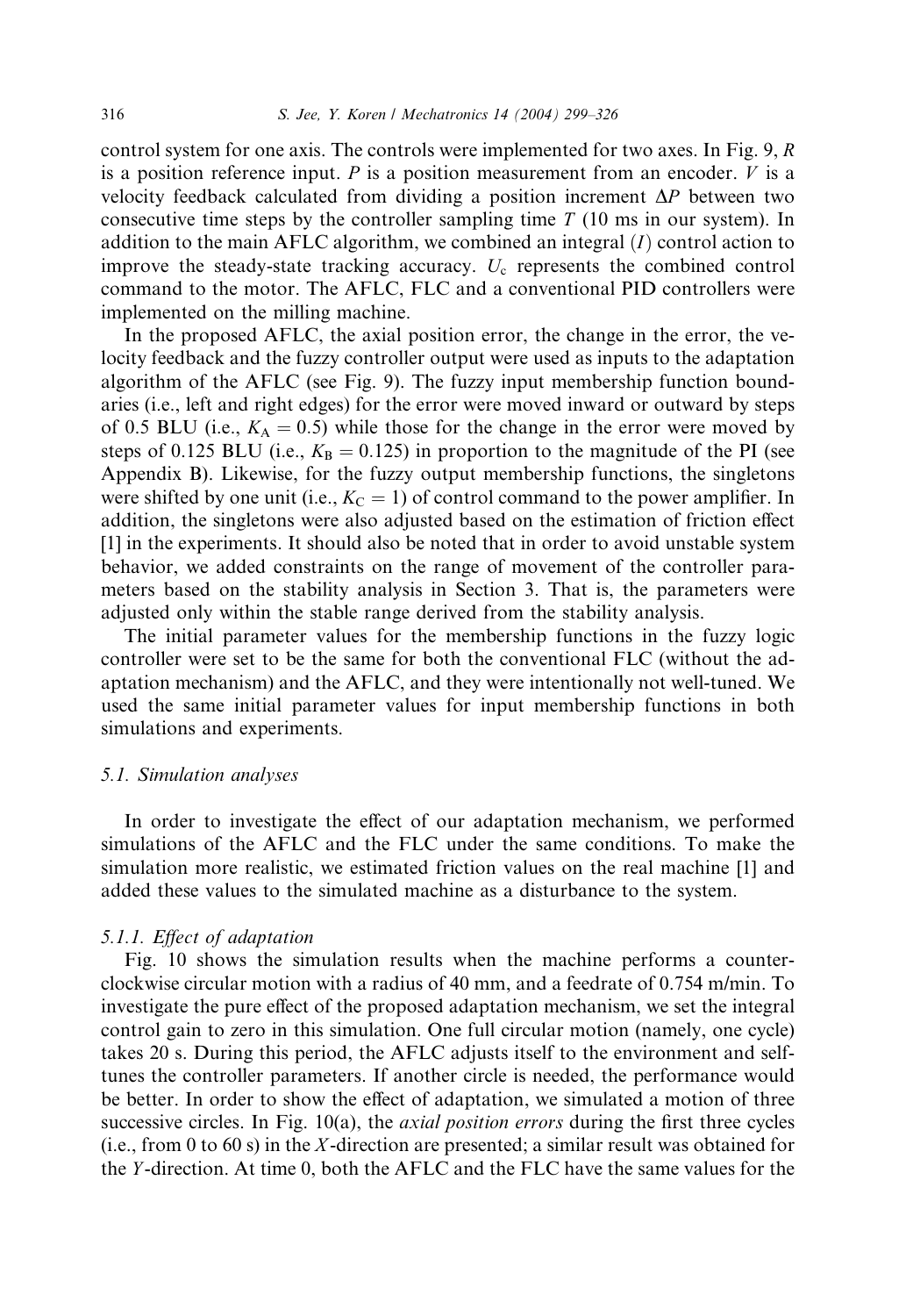control system for one axis. The controls were implemented for two axes. In Fig. 9, $R$ is a position reference input. $P$ is a position measurement from an encoder. $V$ is a velocity feedback calculated from dividing a position increment $\Delta P$ between two consecutive time steps by the controller sampling time $T$ (10 ms in our system). In addition to the main AFLC algorithm, we combined an integral ($I$) control action to improve the steady-state tracking accuracy. $U_c$ represents the combined control command to the motor. The AFLC, FLC and a conventional PID controllers were implemented on the milling machine.

In the proposed AFLC, the axial position error, the change in the error, the velocity feedback and the fuzzy controller output were used as inputs to the adaptation algorithm of the AFLC (see Fig. 9). The fuzzy input membership function boundaries (i.e., left and right edges) for the error were moved inward or outward by steps of 0.5 BLU (i.e., $K_A = 0.5$) while those for the change in the error were moved by steps of 0.125 BLU (i.e., $K_B = 0.125$) in proportion to the magnitude of the PI (see Appendix B). Likewise, for the fuzzy output membership functions, the singletons were shifted by one unit (i.e., $K_C = 1$) of control command to the power amplifier. In addition, the singletons were also adjusted based on the estimation of friction effect [1] in the experiments. It should also be noted that in order to avoid unstable system behavior, we added constraints on the range of movement of the controller parameters based on the stability analysis in Section 3. That is, the parameters were adjusted only within the stable range derived from the stability analysis.

The initial parameter values for the membership functions in the fuzzy logic controller were set to be the same for both the conventional FLC (without the adaptation mechanism) and the AFLC, and they were intentionally not well-tuned. We used the same initial parameter values for input membership functions in both simulations and experiments.

### 5.1. Simulation analyses

In order to investigate the effect of our adaptation mechanism, we performed simulations of the AFLC and the FLC under the same conditions. To make the simulation more realistic, we estimated friction values on the real machine [1] and added these values to the simulated machine as a disturbance to the system.

#### 5.1.1. Effect of adaptation

Fig. 10 shows the simulation results when the machine performs a counterclockwise circular motion with a radius of 40 mm, and a feedrate of 0.754 m/min. To investigate the pure effect of the proposed adaptation mechanism, we set the integral control gain to zero in this simulation. One full circular motion (namely, one cycle) takes 20 s. During this period, the AFLC adjusts itself to the environment and self-tunes the controller parameters. If another circle is needed, the performance would be better. In order to show the effect of adaptation, we simulated a motion of three successive circles. In Fig. 10(a), the *axial position errors* during the first three cycles (i.e., from 0 to 60 s) in the $X$-direction are presented; a similar result was obtained for the $Y$-direction. At time 0, both the AFLC and the FLC have the same values for the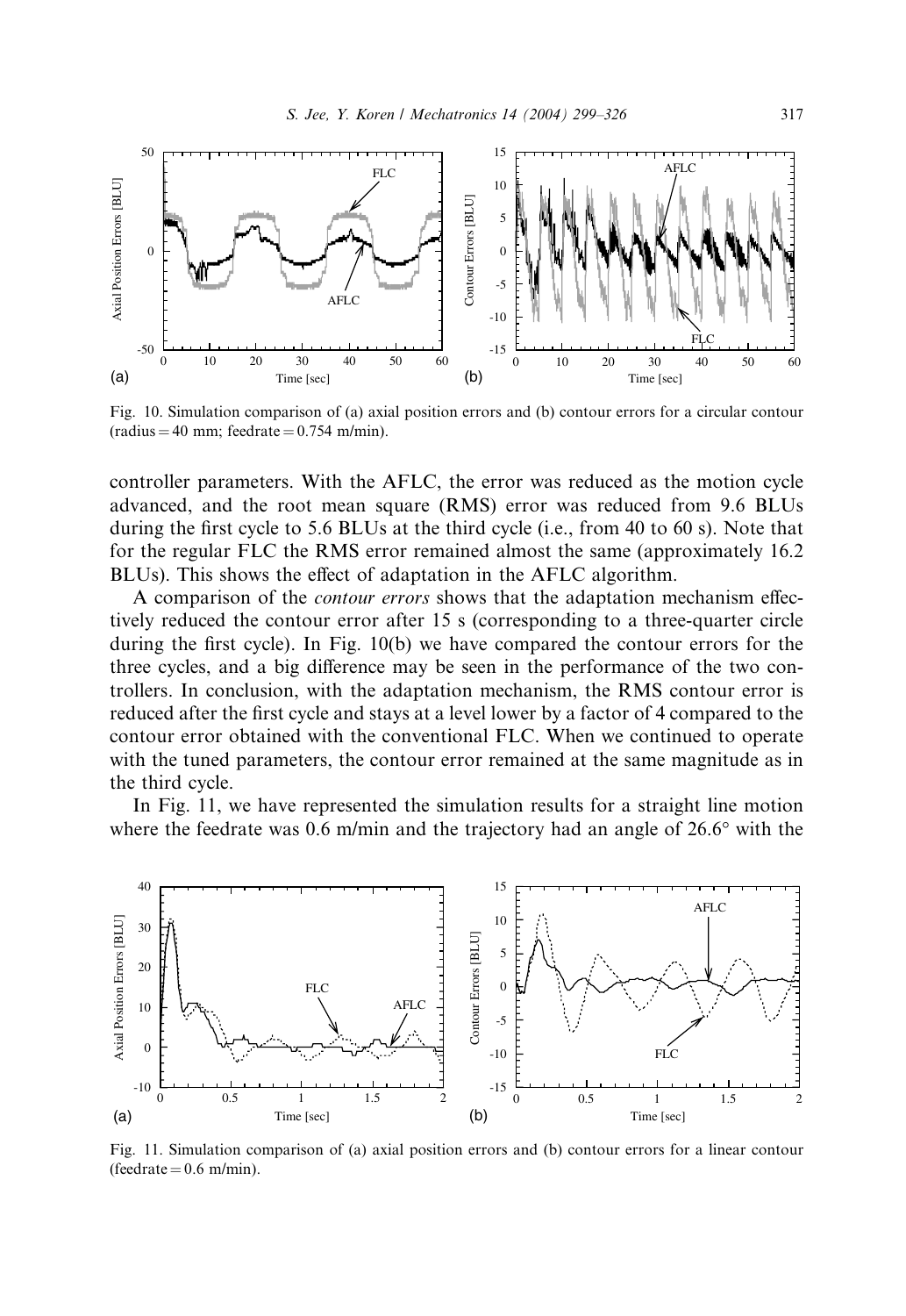Fig. 10. Simulation comparison of (a) axial position errors and (b) contour errors for a circular contour (radius = 40 mm; feedrate = 0.754 m/min).

controller parameters. With the AFLC, the error was reduced as the motion cycle advanced, and the root mean square (RMS) error was reduced from 9.6 BLUs during the first cycle to 5.6 BLUs at the third cycle (i.e., from 40 to 60 s). Note that for the regular FLC the RMS error remained almost the same (approximately 16.2 BLUs). This shows the effect of adaptation in the AFLC algorithm.

A comparison of the *contour errors* shows that the adaptation mechanism effectively reduced the contour error after 15 s (corresponding to a three-quarter circle during the first cycle). In Fig. 10(b) we have compared the contour errors for the three cycles, and a big difference may be seen in the performance of the two controllers. In conclusion, with the adaptation mechanism, the RMS contour error is reduced after the first cycle and stays at a level lower by a factor of 4 compared to the contour error obtained with the conventional FLC. When we continued to operate with the tuned parameters, the contour error remained at the same magnitude as in the third cycle.

In Fig. 11, we have represented the simulation results for a straight line motion where the feedrate was 0.6 m/min and the trajectory had an angle of 26.6° with the

Fig. 11. Simulation comparison of (a) axial position errors and (b) contour errors for a linear contour (feedrate = 0.6 m/min).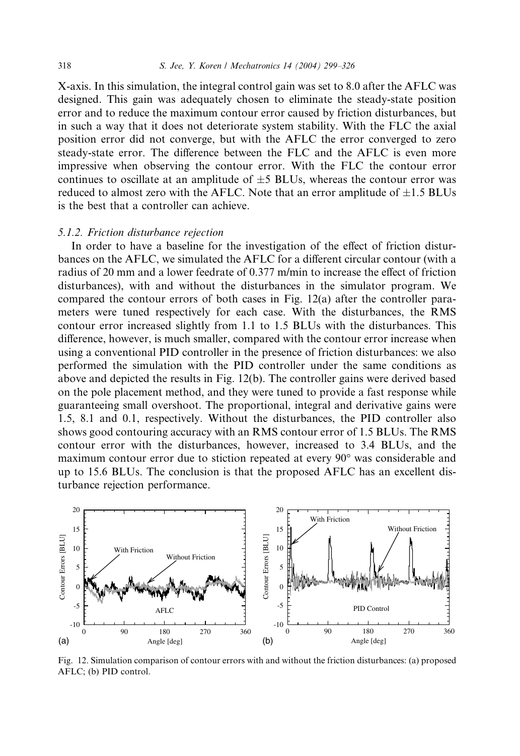X-axis. In this simulation, the integral control gain was set to 8.0 after the AFLC was designed. This gain was adequately chosen to eliminate the steady-state position error and to reduce the maximum contour error caused by friction disturbances, but in such a way that it does not deteriorate system stability. With the FLC the axial position error did not converge, but with the AFLC the error converged to zero steady-state error. The difference between the FLC and the AFLC is even more impressive when observing the contour error. With the FLC the contour error continues to oscillate at an amplitude of $\pm5$ BLUs, whereas the contour error was reduced to almost zero with the AFLC. Note that an error amplitude of $\pm1.5$ BLUs is the best that a controller can achieve.

### 5.1.2. Friction disturbance rejection

In order to have a baseline for the investigation of the effect of friction disturbances on the AFLC, we simulated the AFLC for a different circular contour (with a radius of 20 mm and a lower feedrate of 0.377 m/min to increase the effect of friction disturbances), with and without the disturbances in the simulator program. We compared the contour errors of both cases in Fig. 12(a) after the controller parameters were tuned respectively for each case. With the disturbances, the RMS contour error increased slightly from 1.1 to 1.5 BLUs with the disturbances. This difference, however, is much smaller, compared with the contour error increase when using a conventional PID controller in the presence of friction disturbances: we also performed the simulation with the PID controller under the same conditions as above and depicted the results in Fig. 12(b). The controller gains were derived based on the pole placement method, and they were tuned to provide a fast response while guaranteeing small overshoot. The proportional, integral and derivative gains were 1.5, 8.1 and 0.1, respectively. Without the disturbances, the PID controller also shows good contouring accuracy with an RMS contour error of 1.5 BLUs. The RMS contour error with the disturbances, however, increased to 3.4 BLUs, and the maximum contour error due to stiction repeated at every 90° was considerable and up to 15.6 BLUs. The conclusion is that the proposed AFLC has an excellent disturbance rejection performance.

Fig. 12. Simulation comparison of contour errors with and without the friction disturbances: (a) proposed AFLC; (b) PID control.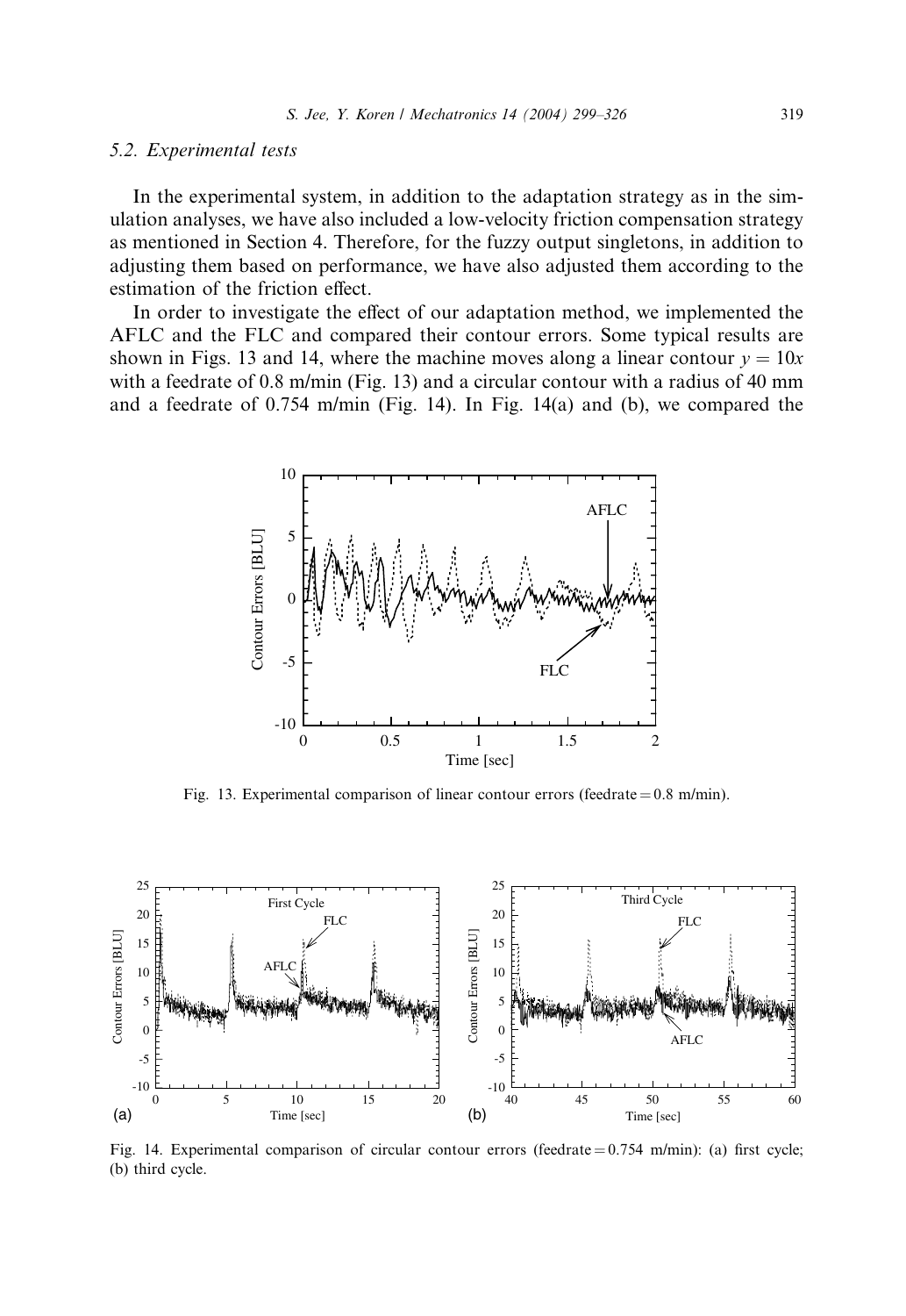### 5.2. Experimental tests

In the experimental system, in addition to the adaptation strategy as in the simulation analyses, we have also included a low-velocity friction compensation strategy as mentioned in Section 4. Therefore, for the fuzzy output singletons, in addition to adjusting them based on performance, we have also adjusted them according to the estimation of the friction effect.

In order to investigate the effect of our adaptation method, we implemented the AFLC and the FLC and compared their contour errors. Some typical results are shown in Figs. 13 and 14, where the machine moves along a linear contour $y = 10x$ with a feedrate of 0.8 m/min (Fig. 13) and a circular contour with a radius of 40 mm and a feedrate of 0.754 m/min (Fig. 14). In Fig. 14(a) and (b), we compared the

Fig. 13. Experimental comparison of linear contour errors (feedrate = 0.8 m/min).

Fig. 14. Experimental comparison of circular contour errors (feedrate = 0.754 m/min): (a) first cycle; (b) third cycle.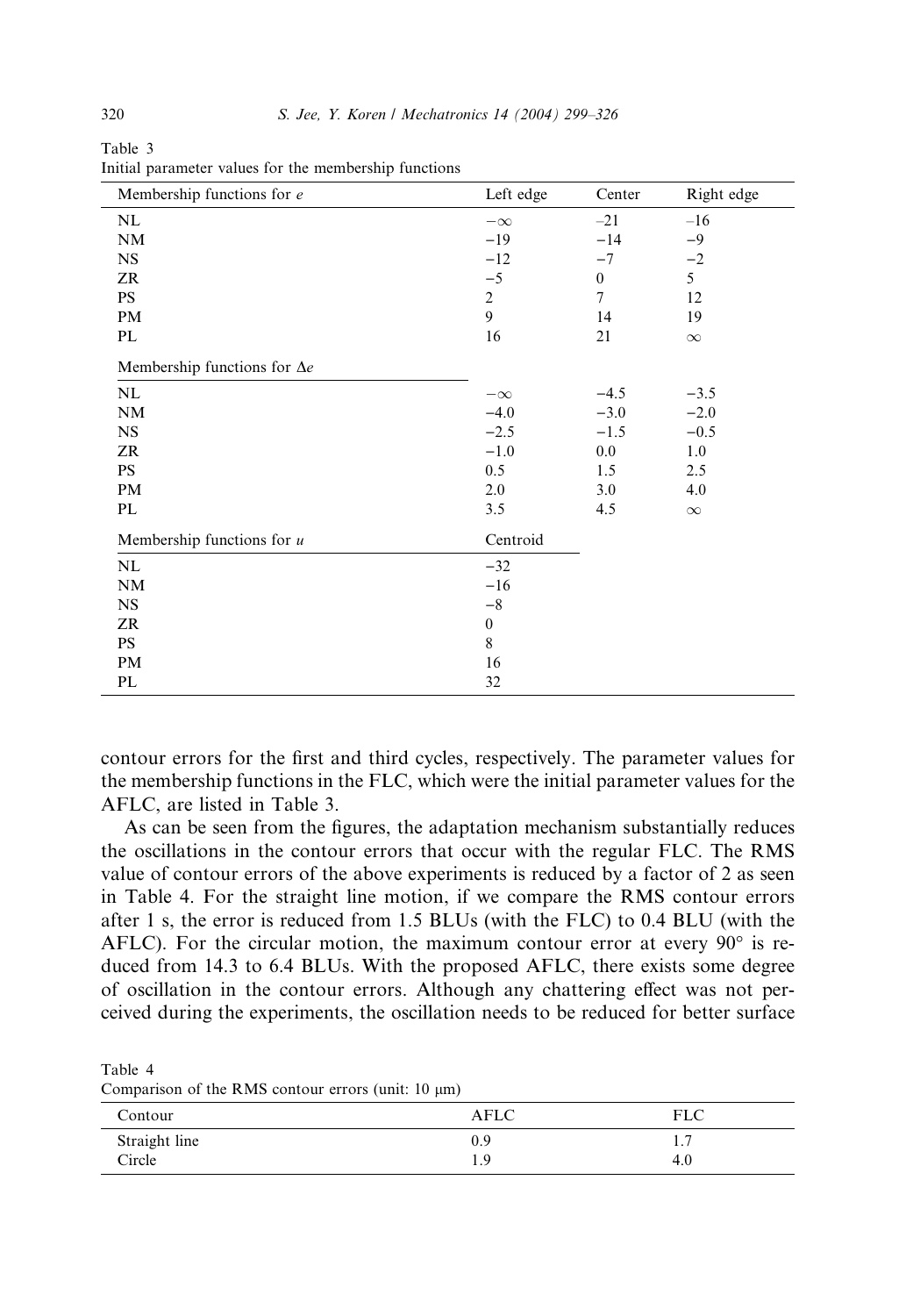Table 3
Initial parameter values for the membership functions

| Membership functions for $e$ | Left edge | Center | Right edge |
|---|---|---|---|
| NL | $-\infty$ | $-21$ | $-16$ |
| NM | $-19$ | $-14$ | $-9$ |
| NS | $-12$ | $-7$ | $-2$ |
| ZR | $-5$ | 0 | 5 |
| PS | 2 | 7 | 12 |
| PM | 9 | 14 | 19 |
| PL | 16 | 21 | $\infty$ |
| Membership functions for $\Delta e$ | | | |
| NL | $-\infty$ | $-4.5$ | $-3.5$ |
| NM | $-4.0$ | $-3.0$ | $-2.0$ |
| NS | $-2.5$ | $-1.5$ | $-0.5$ |
| ZR | $-1.0$ | 0.0 | 1.0 |
| PS | 0.5 | 1.5 | 2.5 |
| PM | 2.0 | 3.0 | 4.0 |
| PL | 3.5 | 4.5 | $\infty$ |
| Membership functions for $u$ | Centroid | | |
| NL | $-32$ | | |
| NM | $-16$ | | |
| NS | $-8$ | | |
| ZR | 0 | | |
| PS | 8 | | |
| PM | 16 | | |
| PL | 32 | | |

contour errors for the first and third cycles, respectively. The parameter values for the membership functions in the FLC, which were the initial parameter values for the AFLC, are listed in Table 3.

As can be seen from the figures, the adaptation mechanism substantially reduces the oscillations in the contour errors that occur with the regular FLC. The RMS value of contour errors of the above experiments is reduced by a factor of 2 as seen in Table 4. For the straight line motion, if we compare the RMS contour errors after 1 s, the error is reduced from 1.5 BLUs (with the FLC) to 0.4 BLU (with the AFLC). For the circular motion, the maximum contour error at every 90° is reduced from 14.3 to 6.4 BLUs. With the proposed AFLC, there exists some degree of oscillation in the contour errors. Although any chattering effect was not perceived during the experiments, the oscillation needs to be reduced for better surface

Table 4
Comparison of the RMS contour errors (unit: 10 μm)

| Contour | AFLC | FLC |
|---|---|---|
| Straight line | 0.9 | 1.7 |
| Circle | 1.9 | 4.0 |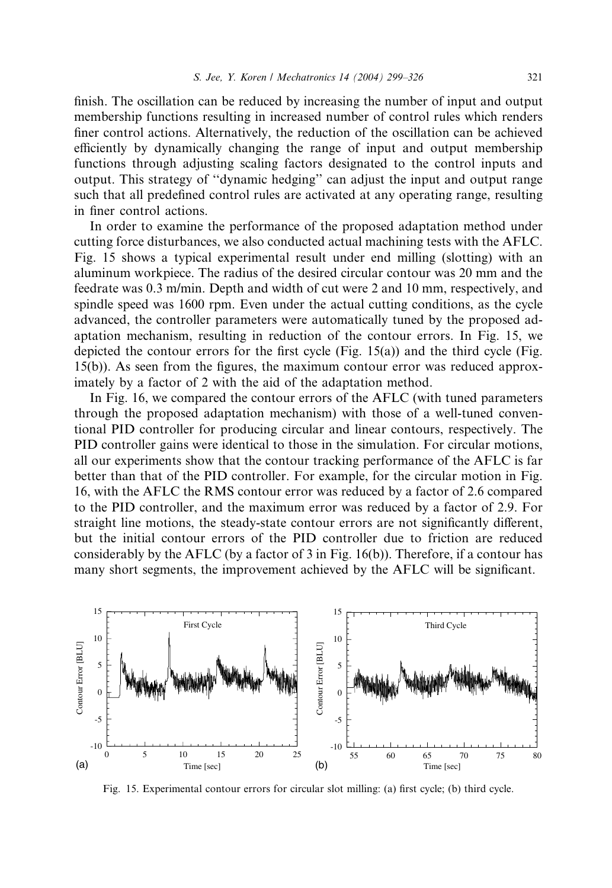finish. The oscillation can be reduced by increasing the number of input and output membership functions resulting in increased number of control rules which renders finer control actions. Alternatively, the reduction of the oscillation can be achieved efficiently by dynamically changing the range of input and output membership functions through adjusting scaling factors designated to the control inputs and output. This strategy of "dynamic hedging" can adjust the input and output range such that all predefined control rules are activated at any operating range, resulting in finer control actions.

In order to examine the performance of the proposed adaptation method under cutting force disturbances, we also conducted actual machining tests with the AFLC. Fig. 15 shows a typical experimental result under end milling (slotting) with an aluminum workpiece. The radius of the desired circular contour was 20 mm and the feedrate was 0.3 m/min. Depth and width of cut were 2 and 10 mm, respectively, and spindle speed was 1600 rpm. Even under the actual cutting conditions, as the cycle advanced, the controller parameters were automatically tuned by the proposed adaptation mechanism, resulting in reduction of the contour errors. In Fig. 15, we depicted the contour errors for the first cycle (Fig. 15(a)) and the third cycle (Fig. 15(b)). As seen from the figures, the maximum contour error was reduced approximately by a factor of 2 with the aid of the adaptation method.

In Fig. 16, we compared the contour errors of the AFLC (with tuned parameters through the proposed adaptation mechanism) with those of a well-tuned conventional PID controller for producing circular and linear contours, respectively. The PID controller gains were identical to those in the simulation. For circular motions, all our experiments show that the contour tracking performance of the AFLC is far better than that of the PID controller. For example, for the circular motion in Fig. 16, with the AFLC the RMS contour error was reduced by a factor of 2.6 compared to the PID controller, and the maximum error was reduced by a factor of 2.9. For straight line motions, the steady-state contour errors are not significantly different, but the initial contour errors of the PID controller due to friction are reduced considerably by the AFLC (by a factor of 3 in Fig. 16(b)). Therefore, if a contour has many short segments, the improvement achieved by the AFLC will be significant.

Fig. 15. Experimental contour errors for circular slot milling: (a) first cycle; (b) third cycle.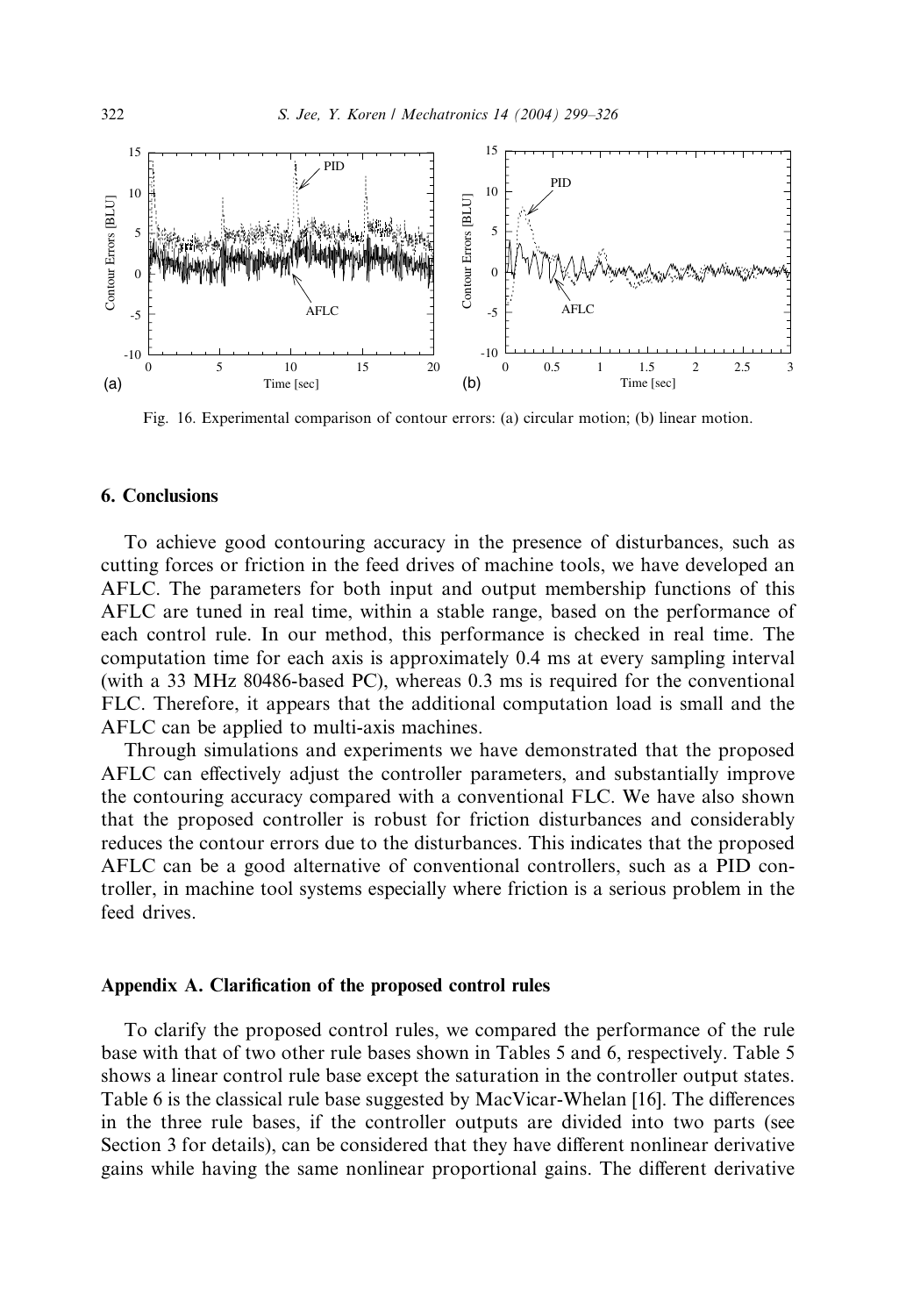Fig. 16. Experimental comparison of contour errors: (a) circular motion; (b) linear motion.

## 6. Conclusions

To achieve good contouring accuracy in the presence of disturbances, such as cutting forces or friction in the feed drives of machine tools, we have developed an AFLC. The parameters for both input and output membership functions of this AFLC are tuned in real time, within a stable range, based on the performance of each control rule. In our method, this performance is checked in real time. The computation time for each axis is approximately 0.4 ms at every sampling interval (with a 33 MHz 80486-based PC), whereas 0.3 ms is required for the conventional FLC. Therefore, it appears that the additional computation load is small and the AFLC can be applied to multi-axis machines.

Through simulations and experiments we have demonstrated that the proposed AFLC can effectively adjust the controller parameters, and substantially improve the contouring accuracy compared with a conventional FLC. We have also shown that the proposed controller is robust for friction disturbances and considerably reduces the contour errors due to the disturbances. This indicates that the proposed AFLC can be a good alternative of conventional controllers, such as a PID controller, in machine tool systems especially where friction is a serious problem in the feed drives.

## Appendix A. Clarification of the proposed control rules

To clarify the proposed control rules, we compared the performance of the rule base with that of two other rule bases shown in Tables 5 and 6, respectively. Table 5 shows a linear control rule base except the saturation in the controller output states. Table 6 is the classical rule base suggested by MacVicar-Whelan [16]. The differences in the three rule bases, if the controller outputs are divided into two parts (see Section 3 for details), can be considered that they have different nonlinear derivative gains while having the same nonlinear proportional gains. The different derivative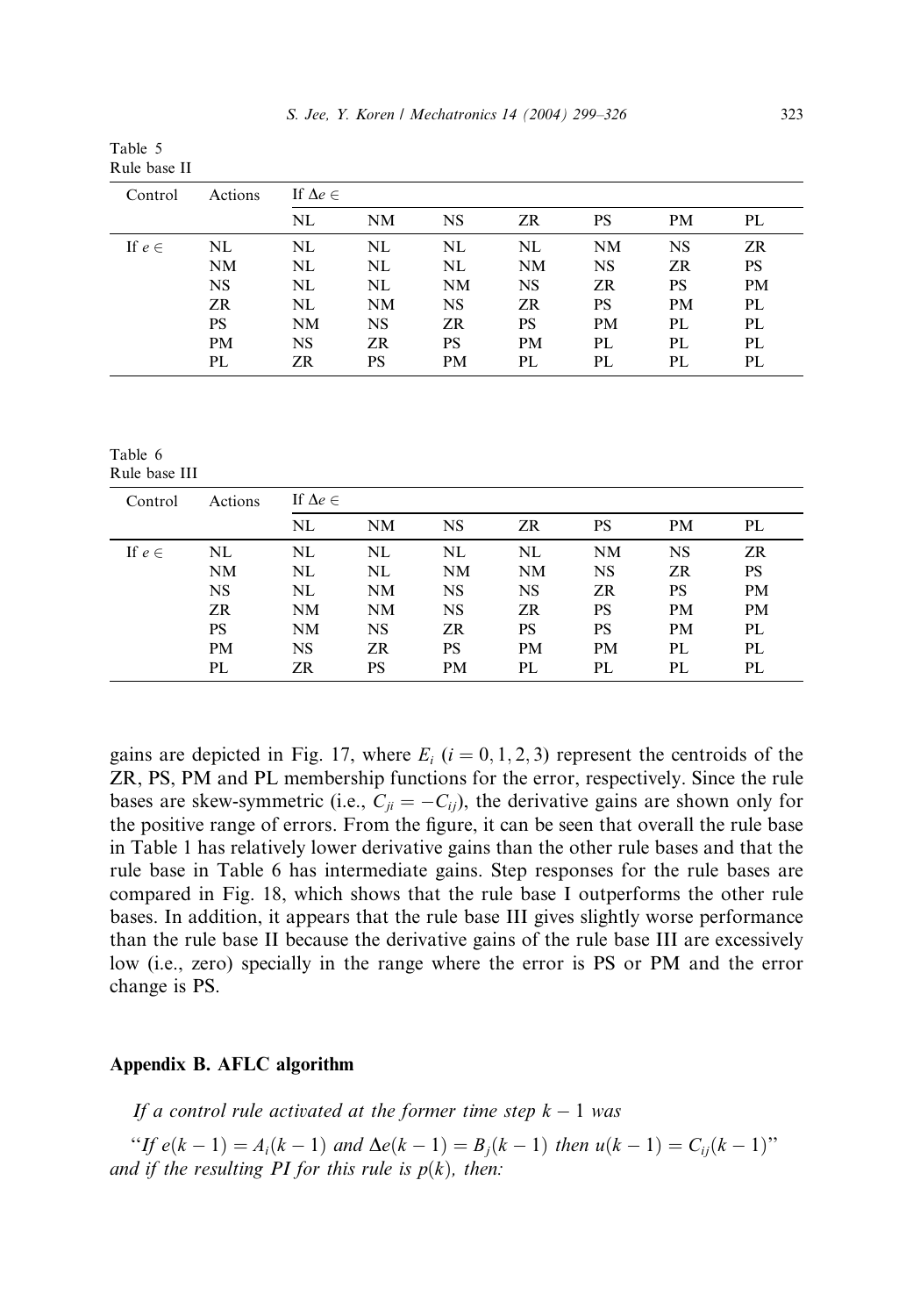Table 5
Rule base II

| Control | Actions | If $\Delta e \in$ | | | | | | |
|---|---|---|---|---|---|---|---|---|
| | | NL | NM | NS | ZR | PS | PM | PL |
| If $e \in$ | NL | NL | NL | NL | NL | NM | NS | ZR |
| | NM | NL | NL | NL | NM | NS | ZR | PS |
| | NS | NL | NL | NM | NS | ZR | PS | PM |
| | ZR | NL | NM | NS | ZR | PS | PM | PL |
| | PS | NM | NS | ZR | PS | PM | PL | PL |
| | PM | NS | ZR | PS | PM | PL | PL | PL |
| | PL | ZR | PS | PM | PL | PL | PL | PL |

Table 6
Rule base III

| Control | Actions | If $\Delta e \in$ | | | | | | |
|---|---|---|---|---|---|---|---|---|
| | | NL | NM | NS | ZR | PS | PM | PL |
| If $e \in$ | NL | NL | NL | NL | NL | NM | NS | ZR |
| | NM | NL | NL | NM | NM | NS | ZR | PS |
| | NS | NL | NM | NS | NS | ZR | PS | PM |
| | ZR | NM | NM | NS | ZR | PS | PM | PM |
| | PS | NM | NS | ZR | PS | PS | PM | PL |
| | PM | NS | ZR | PS | PM | PM | PL | PL |
| | PL | ZR | PS | PM | PL | PL | PL | PL |

gains are depicted in Fig. 17, where $E_i$ ($i = 0, 1, 2, 3$) represent the centroids of the ZR, PS, PM and PL membership functions for the error, respectively. Since the rule bases are skew-symmetric (i.e., $C_{ji} = -C_{ij}$), the derivative gains are shown only for the positive range of errors. From the figure, it can be seen that overall the rule base in Table 1 has relatively lower derivative gains than the other rule bases and that the rule base in Table 6 has intermediate gains. Step responses for the rule bases are compared in Fig. 18, which shows that the rule base I outperforms the other rule bases. In addition, it appears that the rule base III gives slightly worse performance than the rule base II because the derivative gains of the rule base III are excessively low (i.e., zero) specially in the range where the error is PS or PM and the error change is PS.

## Appendix B. AFLC algorithm

*If a control rule activated at the former time step $k-1$ was*

*"If $e(k-1) = A_i(k-1)$ and $\Delta e(k-1) = B_j(k-1)$ then $u(k-1) = C_{ij}(k-1)$" and if the resulting PI for this rule is $p(k)$, then:*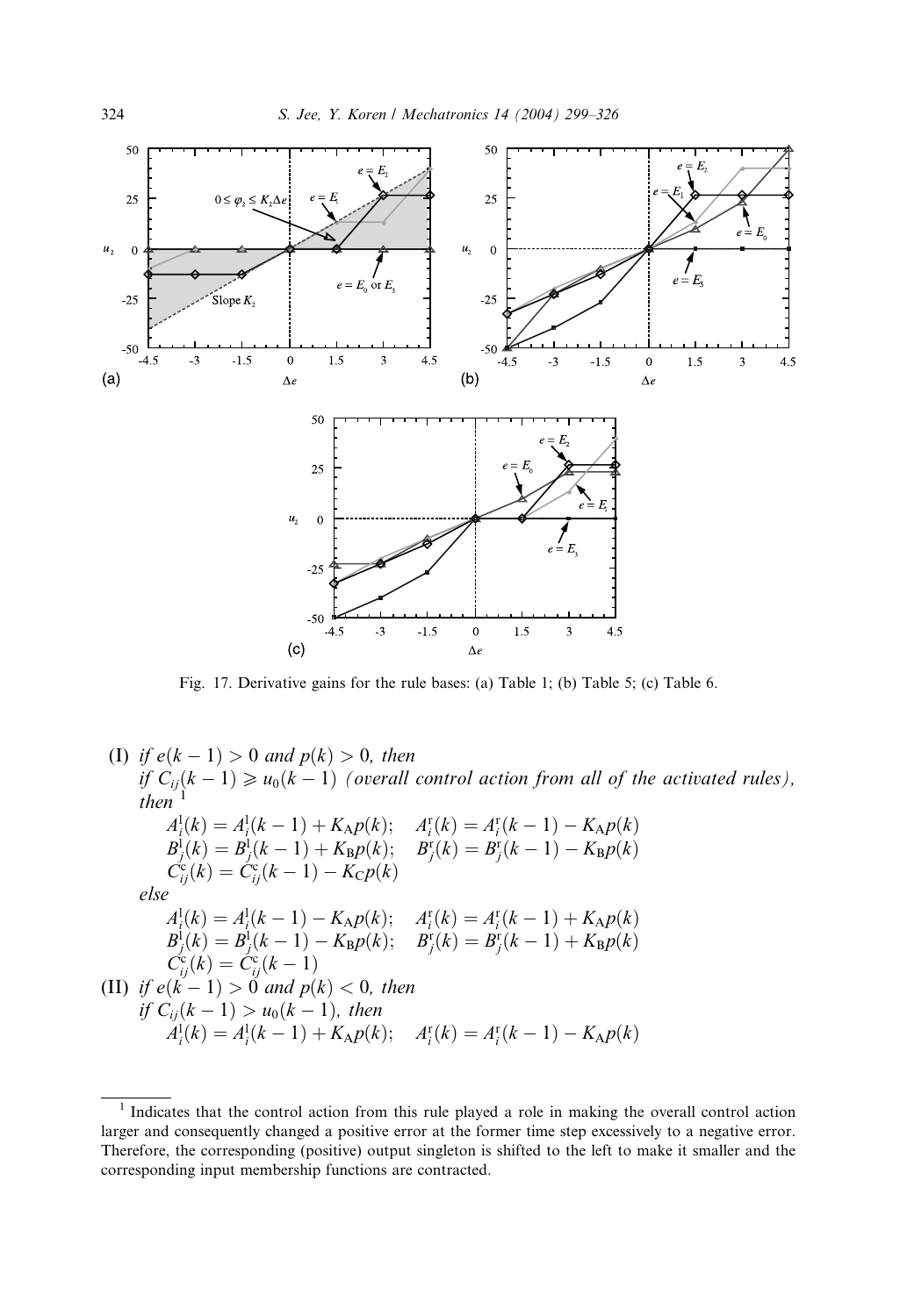Fig. 17. Derivative gains for the rule bases: (a) Table 1; (b) Table 5; (c) Table 6.

(I) *if* $e(k-1) > 0$ *and* $p(k) > 0$, *then*
*if* $C_{ij}(k-1) \geqslant u_0(k-1)$ *(overall control action from all of the activated rules), then* [1]

$$A_i^{l}(k) = A_i^{l}(k-1) + K_A p(k); \quad A_i^{r}(k) = A_i^{r}(k-1) - K_A p(k)$$
$$B_j^{l}(k) = B_j^{l}(k-1) + K_B p(k); \quad B_j^{r}(k) = B_j^{r}(k-1) - K_B p(k)$$
$$C_{ij}^{c}(k) = C_{ij}^{c}(k-1) - K_C p(k)$$

*else*

$$A_i^{l}(k) = A_i^{l}(k-1) - K_A p(k); \quad A_i^{r}(k) = A_i^{r}(k-1) + K_A p(k)$$
$$B_j^{l}(k) = B_j^{l}(k-1) - K_B p(k); \quad B_j^{r}(k) = B_j^{r}(k-1) + K_B p(k)$$
$$C_{ij}^{c}(k) = C_{ij}^{c}(k-1)$$

(II) *if* $e(k-1) > 0$ *and* $p(k) < 0$, *then*
*if* $C_{ij}(k-1) > u_0(k-1)$, *then*

$$A_i^{l}(k) = A_i^{l}(k-1) + K_A p(k); \quad A_i^{r}(k) = A_i^{r}(k-1) - K_A p(k)$$

---

[1] Indicates that the control action from this rule played a role in making the overall control action larger and consequently changed a positive error at the former time step excessively to a negative error. Therefore, the corresponding (positive) output singleton is shifted to the left to make it smaller and the corresponding input membership functions are contracted.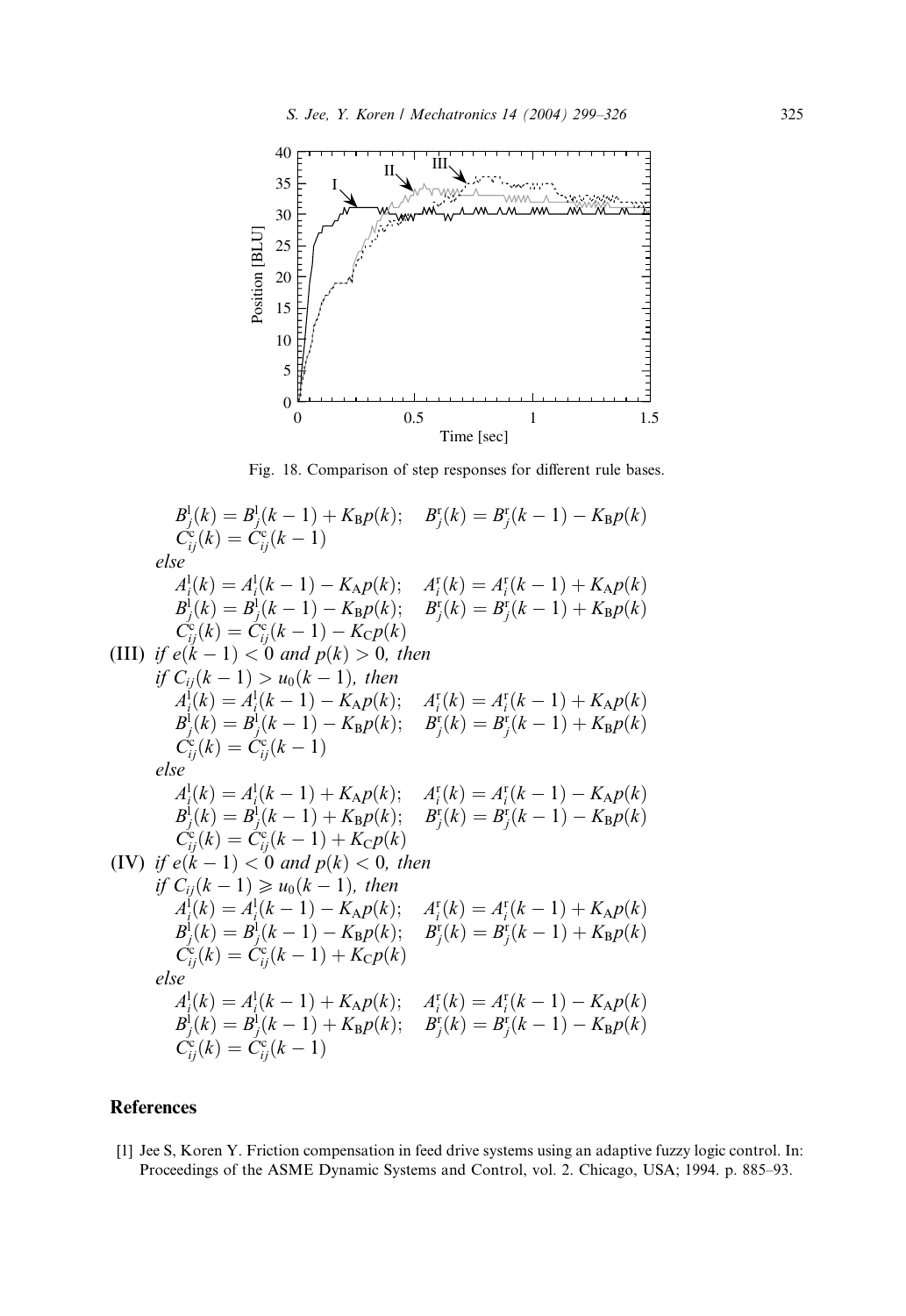Fig. 18. Comparison of step responses for different rule bases.

$$B_j^l(k) = B_j^l(k-1) + K_B p(k); \quad B_j^r(k) = B_j^r(k-1) - K_B p(k)$$
$$C_{ij}^c(k) = C_{ij}^c(k-1)$$

*else*

$$A_i^l(k) = A_i^l(k-1) - K_A p(k); \quad A_i^r(k) = A_i^r(k-1) + K_A p(k)$$
$$B_j^l(k) = B_j^l(k-1) - K_B p(k); \quad B_j^r(k) = B_j^r(k-1) + K_B p(k)$$
$$C_{ij}^c(k) = C_{ij}^c(k-1) - K_C p(k)$$

(III) *if* $e(k-1) < 0$ *and* $p(k) > 0$, *then*

*if* $C_{ij}(k-1) > u_0(k-1)$, *then*

$$A_i^l(k) = A_i^l(k-1) - K_A p(k); \quad A_i^r(k) = A_i^r(k-1) + K_A p(k)$$
$$B_j^l(k) = B_j^l(k-1) - K_B p(k); \quad B_j^r(k) = B_j^r(k-1) + K_B p(k)$$
$$C_{ij}^c(k) = C_{ij}^c(k-1)$$

*else*

$$A_i^l(k) = A_i^l(k-1) + K_A p(k); \quad A_i^r(k) = A_i^r(k-1) - K_A p(k)$$
$$B_j^l(k) = B_j^l(k-1) + K_B p(k); \quad B_j^r(k) = B_j^r(k-1) - K_B p(k)$$
$$C_{ij}^c(k) = C_{ij}^c(k-1) + K_C p(k)$$

(IV) *if* $e(k-1) < 0$ *and* $p(k) < 0$, *then*

*if* $C_{ij}(k-1) \geqslant u_0(k-1)$, *then*

$$A_i^l(k) = A_i^l(k-1) - K_A p(k); \quad A_i^r(k) = A_i^r(k-1) + K_A p(k)$$
$$B_j^l(k) = B_j^l(k-1) - K_B p(k); \quad B_j^r(k) = B_j^r(k-1) + K_B p(k)$$
$$C_{ij}^c(k) = C_{ij}^c(k-1) + K_C p(k)$$

*else*

$$A_i^l(k) = A_i^l(k-1) + K_A p(k); \quad A_i^r(k) = A_i^r(k-1) - K_A p(k)$$
$$B_j^l(k) = B_j^l(k-1) + K_B p(k); \quad B_j^r(k) = B_j^r(k-1) - K_B p(k)$$
$$C_{ij}^c(k) = C_{ij}^c(k-1)$$

## References

[1] Jee S, Koren Y. Friction compensation in feed drive systems using an adaptive fuzzy logic control. In: Proceedings of the ASME Dynamic Systems and Control, vol. 2. Chicago, USA; 1994. p. 885–93.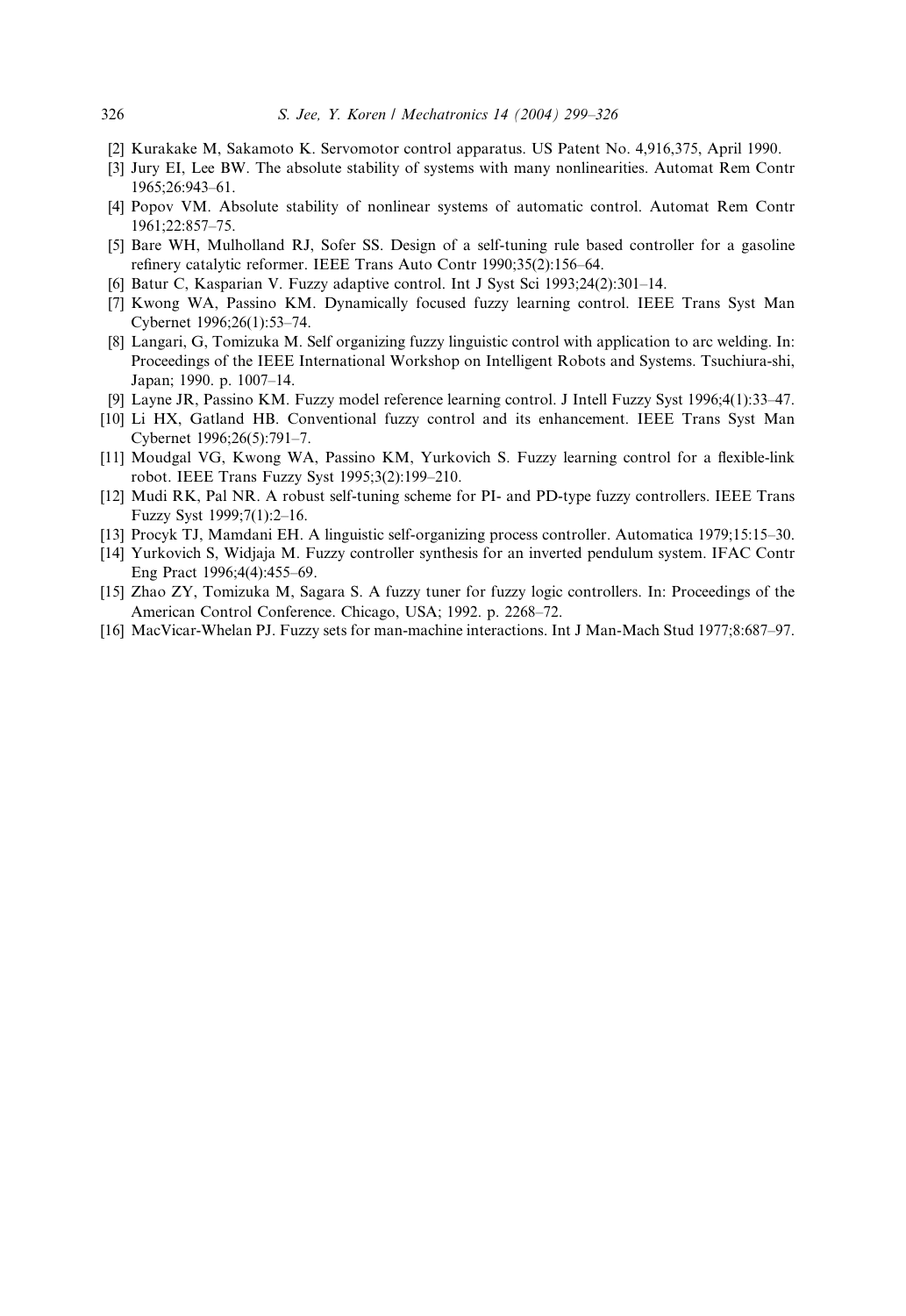[2] Kurakake M, Sakamoto K. Servomotor control apparatus. US Patent No. 4,916,375, April 1990.

[3] Jury EI, Lee BW. The absolute stability of systems with many nonlinearities. Automat Rem Contr 1965;26:943–61.

[4] Popov VM. Absolute stability of nonlinear systems of automatic control. Automat Rem Contr 1961;22:857–75.

[5] Bare WH, Mulholland RJ, Sofer SS. Design of a self-tuning rule based controller for a gasoline refinery catalytic reformer. IEEE Trans Auto Contr 1990;35(2):156–64.

[6] Batur C, Kasparian V. Fuzzy adaptive control. Int J Syst Sci 1993;24(2):301–14.

[7] Kwong WA, Passino KM. Dynamically focused fuzzy learning control. IEEE Trans Syst Man Cybernet 1996;26(1):53–74.

[8] Langari, G, Tomizuka M. Self organizing fuzzy linguistic control with application to arc welding. In: Proceedings of the IEEE International Workshop on Intelligent Robots and Systems. Tsuchiura-shi, Japan; 1990. p. 1007–14.

[9] Layne JR, Passino KM. Fuzzy model reference learning control. J Intell Fuzzy Syst 1996;4(1):33–47.

[10] Li HX, Gatland HB. Conventional fuzzy control and its enhancement. IEEE Trans Syst Man Cybernet 1996;26(5):791–7.

[11] Moudgal VG, Kwong WA, Passino KM, Yurkovich S. Fuzzy learning control for a flexible-link robot. IEEE Trans Fuzzy Syst 1995;3(2):199–210.

[12] Mudi RK, Pal NR. A robust self-tuning scheme for PI- and PD-type fuzzy controllers. IEEE Trans Fuzzy Syst 1999;7(1):2–16.

[13] Procyk TJ, Mamdani EH. A linguistic self-organizing process controller. Automatica 1979;15:15–30.

[14] Yurkovich S, Widjaja M. Fuzzy controller synthesis for an inverted pendulum system. IFAC Contr Eng Pract 1996;4(4):455–69.

[15] Zhao ZY, Tomizuka M, Sagara S. A fuzzy tuner for fuzzy logic controllers. In: Proceedings of the American Control Conference. Chicago, USA; 1992. p. 2268–72.

[16] MacVicar-Whelan PJ. Fuzzy sets for man-machine interactions. Int J Man-Mach Stud 1977;8:687–97.